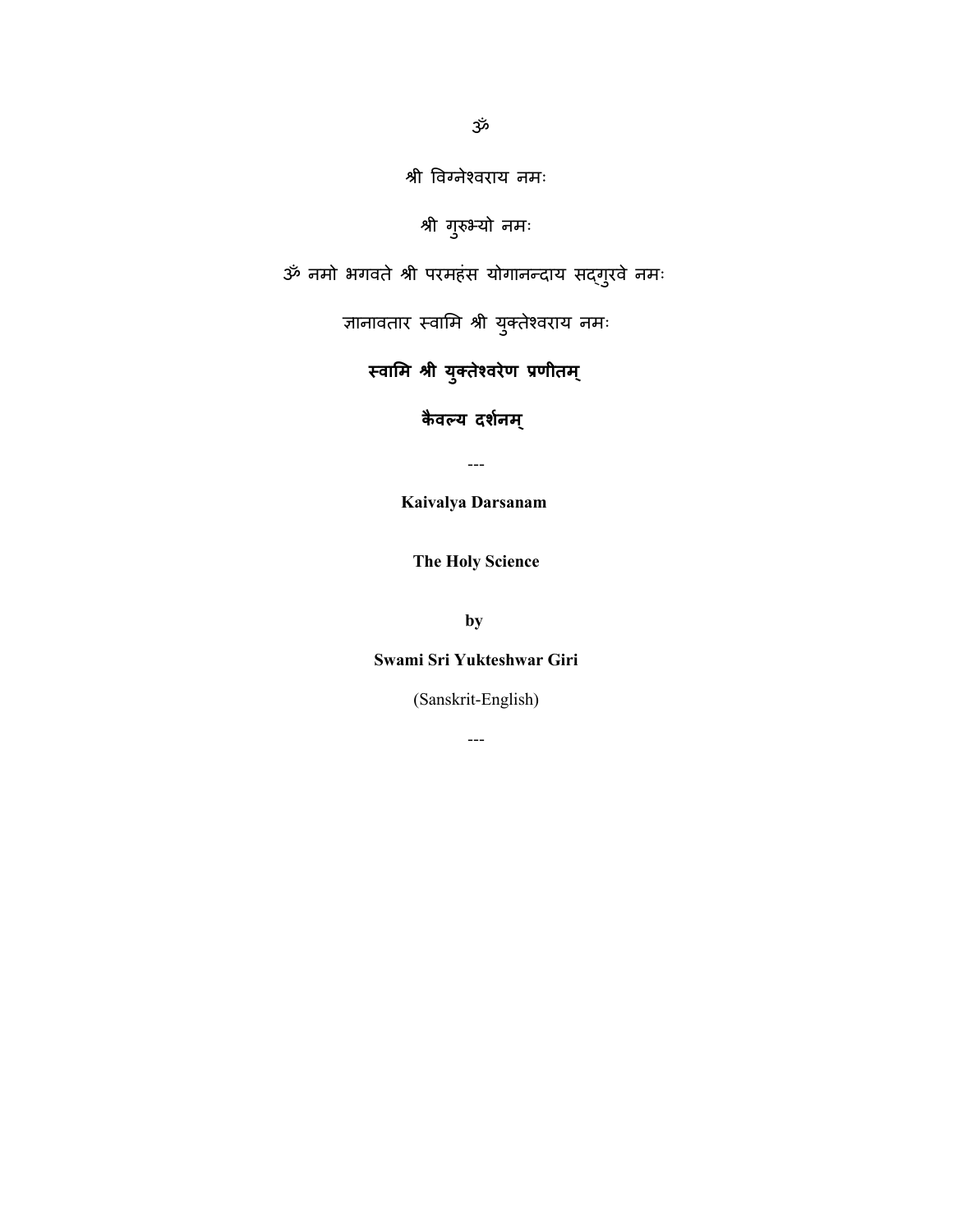ॐ

श्री विग्नेश्वराय नमः

श्री गुरुभ्यो नमः

ॐ नमो भगवते श्री परमहंस योगानन्दाय सद्गुरवे नमः

ज्ञानावतार स्वामि श्री युक्तेश्वराय नमः

**स्वामि श्री युक्तेश्वरेण प्रणीतम्**

# कैवल्य दर्शनम्

---

**Kaivalya Darsanam**

**The Holy Science**

**by**

**Swami Sri Yukteshwar Giri**

(Sanskrit-English)

---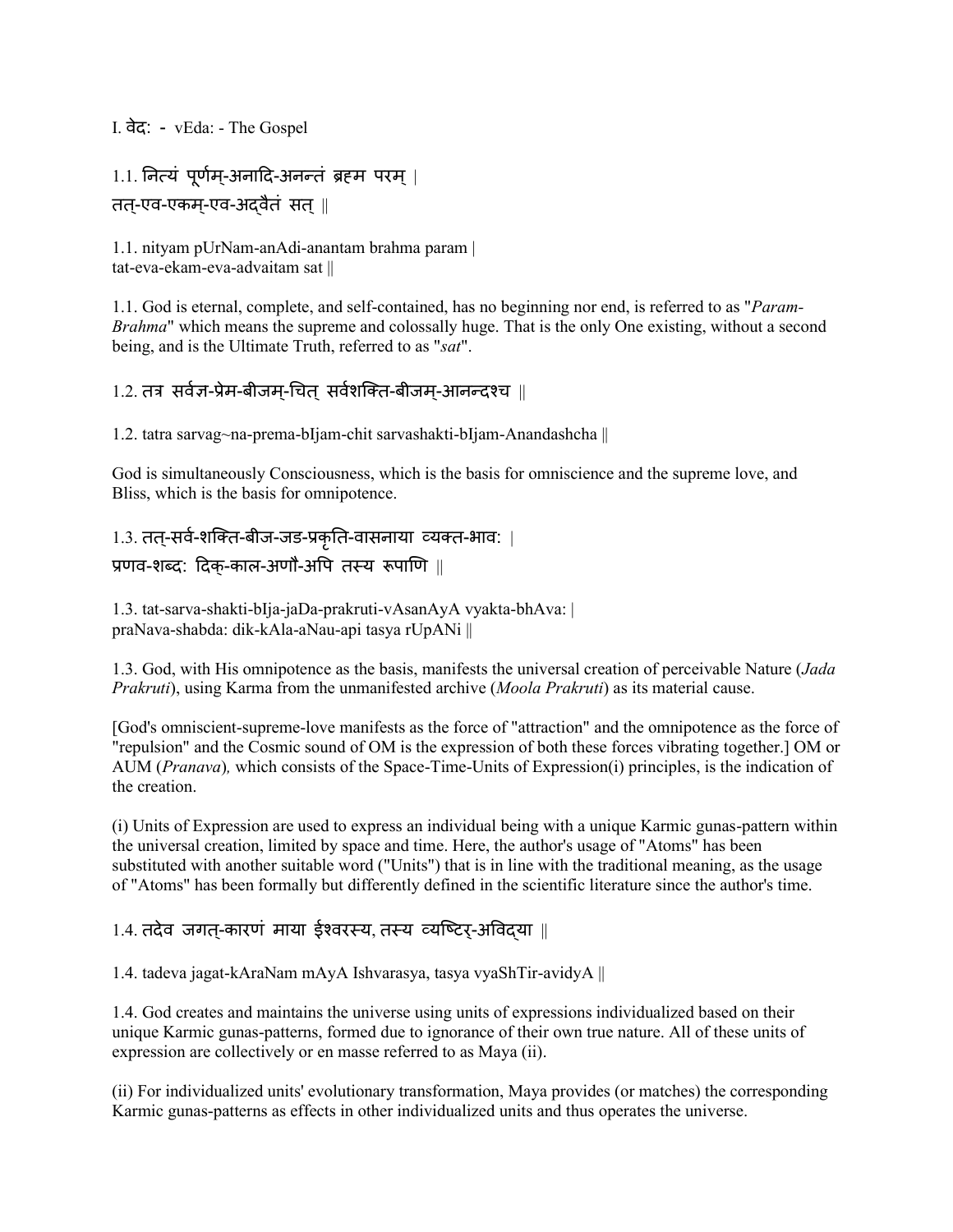I. वेद: - vEda: - The Gospel

1.1. नित्यं पूर्णम्-अनादि-अनन्तं ब्रह्म परम् |
तत्-एव-एकम्-एव-अद्वैतं सत् ||

1.1. nityam pUrNam-anAdi-anantam brahma param |
tat-eva-ekam-eva-advaitam sat ||

1.1. God is eternal, complete, and self-contained, has no beginning nor end, is referred to as "*Param-Brahma*" which means the supreme and colossally huge. That is the only One existing, without a second being, and is the Ultimate Truth, referred to as "*sat*".

1.2. तत्र सर्वज्ञ-प्रेम-बीजम्-चित् सर्वशक्ति-बीजम्-आनन्दश्च ||

1.2. tatra sarvag~na-prema-bIjam-chit sarvashakti-bIjam-Anandashcha ||

God is simultaneously Consciousness, which is the basis for omniscience and the supreme love, and Bliss, which is the basis for omnipotence.

1.3. तत्-सर्व-शक्ति-बीज-जड-प्रकृति-वासनाया व्यक्त-भाव: |
प्रणव-शब्द: दिक्-काल-अणौ-अपि तस्य रूपाणि ||

1.3. tat-sarva-shakti-bIja-jaDa-prakruti-vAsanAyA vyakta-bhAva: |
praNava-shabda: dik-kAla-aNau-api tasya rUpANi ||

1.3. God, with His omnipotence as the basis, manifests the universal creation of perceivable Nature (*Jada Prakruti*), using Karma from the unmanifested archive (*Moola Prakruti*) as its material cause.

[God's omniscient-supreme-love manifests as the force of "attraction" and the omnipotence as the force of "repulsion" and the Cosmic sound of OM is the expression of both these forces vibrating together.] OM or AUM (*Pranava*), which consists of the Space-Time-Units of Expression(i) principles, is the indication of the creation.

(i) Units of Expression are used to express an individual being with a unique Karmic gunas-pattern within the universal creation, limited by space and time. Here, the author's usage of "Atoms" has been substituted with another suitable word ("Units") that is in line with the traditional meaning, as the usage of "Atoms" has been formally but differently defined in the scientific literature since the author's time.

1.4. तदेव जगत्-कारणं माया ईश्वरस्य, तस्य व्यष्टिर्-अविद्या ||

1.4. tadeva jagat-kAraNam mAyA Ishvarasya, tasya vyaShTir-avidyA ||

1.4. God creates and maintains the universe using units of expressions individualized based on their unique Karmic gunas-patterns, formed due to ignorance of their own true nature. All of these units of expression are collectively or en masse referred to as Maya (ii).

(ii) For individualized units' evolutionary transformation, Maya provides (or matches) the corresponding Karmic gunas-patterns as effects in other individualized units and thus operates the universe.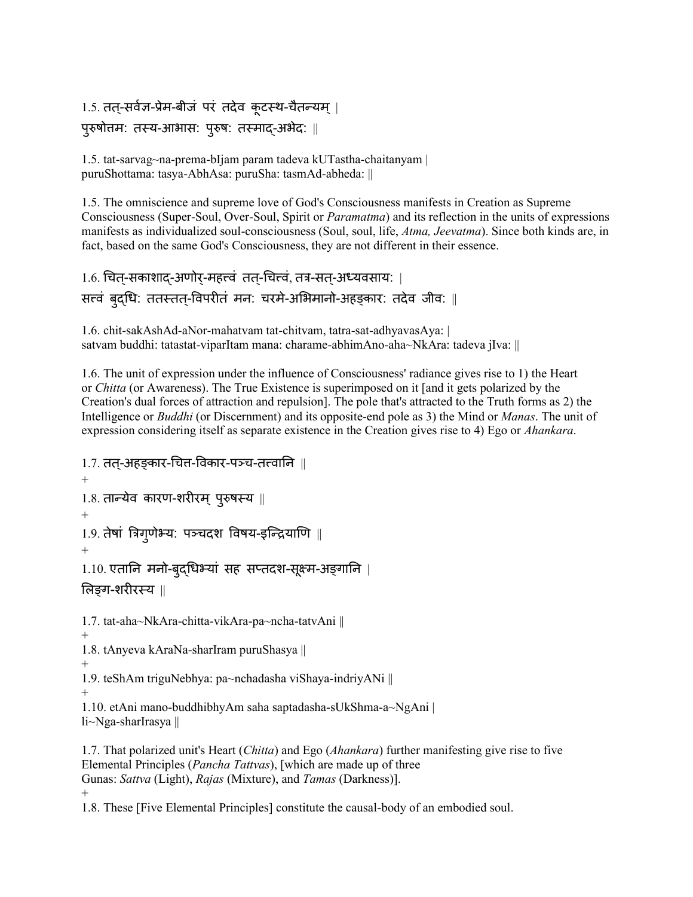1.5. तत्-सर्वज्ञ-प्रेम-बीजं परं तदेव कूटस्थ-चैतन्यम् |
पुरुषोत्तमः तस्य-आभासः पुरुषः तस्माद्-अभेदः ||

1.5. tat-sarvag~na-prema-bIjam param tadeva kUTastha-chaitanyam |
puruShottama: tasya-AbhAsa: puruSha: tasmAd-abheda: ||

1.5. The omniscience and supreme love of God's Consciousness manifests in Creation as Supreme Consciousness (Super-Soul, Over-Soul, Spirit or *Paramatma*) and its reflection in the units of expressions manifests as individualized soul-consciousness (Soul, soul, life, *Atma, Jeevatma*). Since both kinds are, in fact, based on the same God's Consciousness, they are not different in their essence.

1.6. चित्-सकाशाद्-अणोर्-महत्त्वं तत्-चित्त्वं, तत्र-सत्-अध्यवसायः |
सत्त्वं बुद्धिः ततस्तत्-विपरीतं मनः चरमे-अभिमानो-अहङ्कारः तदेव जीवः ||

1.6. chit-sakAshAd-aNor-mahatvam tat-chitvam, tatra-sat-adhyavasAya: |
satvam buddhi: tatastat-viparItam mana: charame-abhimAno-aha~NkAra: tadeva jIva: ||

1.6. The unit of expression under the influence of Consciousness' radiance gives rise to 1) the Heart or *Chitta* (or Awareness). The True Existence is superimposed on it [and it gets polarized by the Creation's dual forces of attraction and repulsion]. The pole that's attracted to the Truth forms as 2) the Intelligence or *Buddhi* (or Discernment) and its opposite-end pole as 3) the Mind or *Manas*. The unit of expression considering itself as separate existence in the Creation gives rise to 4) Ego or *Ahankara*.

1.7. तत्-अहङ्कार-चित्त-विकार-पञ्च-तत्वानि ||
+
1.8. तान्येव कारण-शरीरम् पुरुषस्य ||
+
1.9. तेषां त्रिगुणेभ्यः पञ्चदश विषय-इन्द्रियाणि ||
+
1.10. एतानि मनो-बुद्धिभ्यां सह सप्तदश-सूक्ष्म-अङ्गानि |
लिङ्ग-शरीरस्य ||

1.7. tat-aha~NkAra-chitta-vikAra-pa~ncha-tatvAni ||
+
1.8. tAnyeva kAraNa-sharIram puruShasya ||
+
1.9. teShAm triguNebhya: pa~nchadasha viShaya-indriyANi ||
+
1.10. etAni mano-buddhibhyAm saha saptadasha-sUkShma-a~NgAni |
li~Nga-sharIrasya ||

1.7. That polarized unit's Heart (*Chitta*) and Ego (*Ahankara*) further manifesting give rise to five Elemental Principles (*Pancha Tattvas*), [which are made up of three Gunas: *Sattva* (Light), *Rajas* (Mixture), and *Tamas* (Darkness)].
+
1.8. These [Five Elemental Principles] constitute the causal-body of an embodied soul.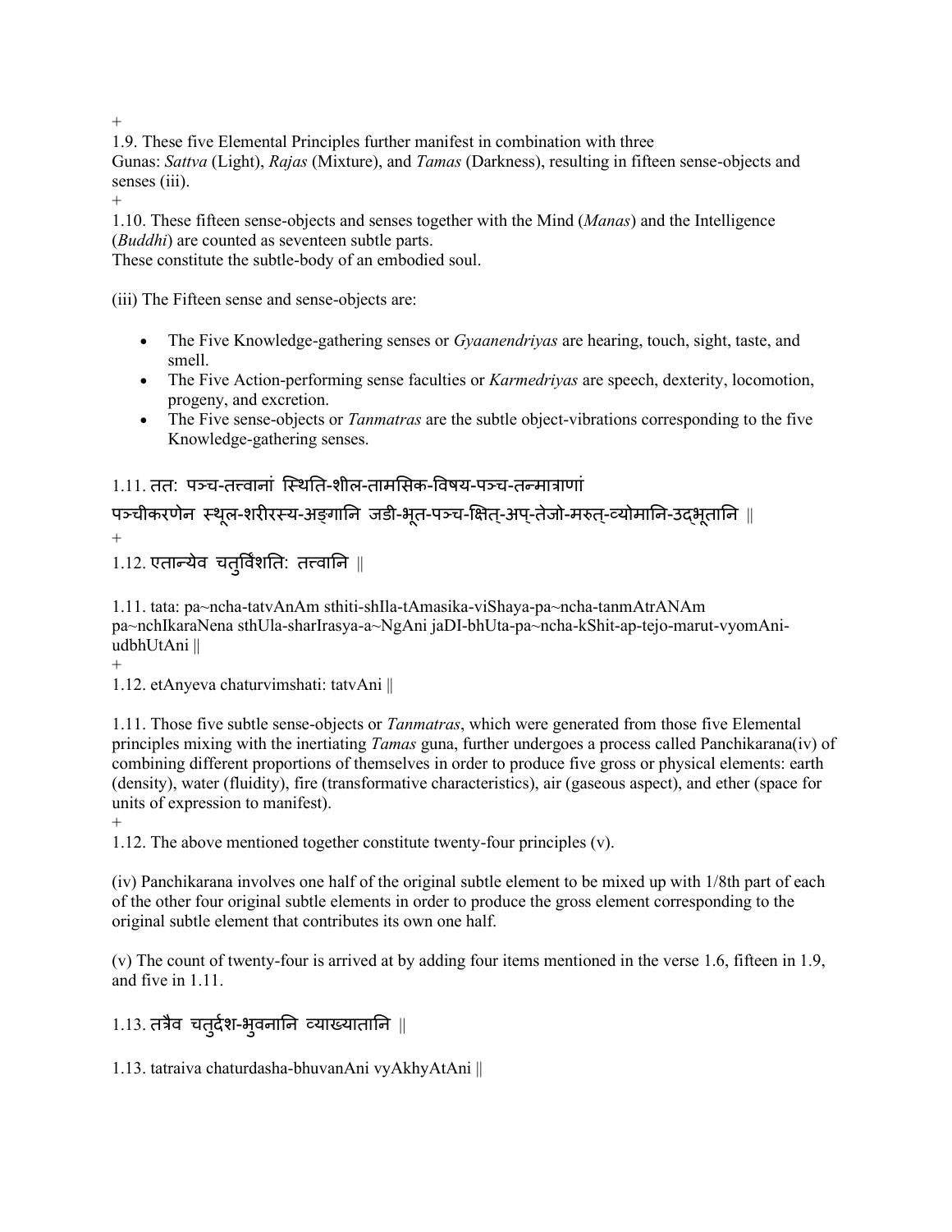+

1.9. These five Elemental Principles further manifest in combination with three Gunas: *Sattva* (Light), *Rajas* (Mixture), and *Tamas* (Darkness), resulting in fifteen sense-objects and senses (iii).

+

1.10. These fifteen sense-objects and senses together with the Mind (*Manas*) and the Intelligence (*Buddhi*) are counted as seventeen subtle parts.
These constitute the subtle-body of an embodied soul.

(iii) The Fifteen sense and sense-objects are:

- The Five Knowledge-gathering senses or *Gyaanendriyas* are hearing, touch, sight, taste, and smell.
- The Five Action-performing sense faculties or *Karmedriyas* are speech, dexterity, locomotion, progeny, and excretion.
- The Five sense-objects or *Tanmatras* are the subtle object-vibrations corresponding to the five Knowledge-gathering senses.

1.11. ततः पञ्च-तत्त्वानां स्थिति-शील-तामसिक-विषय-पञ्च-तन्मात्राणां पञ्चीकरणेन स्थूल-शरीरस्य-अङ्गानि जडी-भूत-पञ्च-क्षित्-अप्-तेजो-मरुत्-व्योमानि-उद्भूतानि ॥

+

1.12. एतान्येव चतुर्विंशतिः तत्त्वानि ॥

1.11. tata: pa~ncha-tatvAnAm sthiti-shIla-tAmasika-viShaya-pa~ncha-tanmAtrANAm pa~nchIkaraNena sthUla-sharIrasya-a~NgAni jaDI-bhUta-pa~ncha-kShit-ap-tejo-marut-vyomAni-udbhUtAni ||

+

1.12. etAnyeva chaturvimshati: tatvAni ||

1.11. Those five subtle sense-objects or *Tanmatras*, which were generated from those five Elemental principles mixing with the inertiating *Tamas* guna, further undergoes a process called Panchikarana(iv) of combining different proportions of themselves in order to produce five gross or physical elements: earth (density), water (fluidity), fire (transformative characteristics), air (gaseous aspect), and ether (space for units of expression to manifest).

+

1.12. The above mentioned together constitute twenty-four principles (v).

(iv) Panchikarana involves one half of the original subtle element to be mixed up with 1/8th part of each of the other four original subtle elements in order to produce the gross element corresponding to the original subtle element that contributes its own one half.

(v) The count of twenty-four is arrived at by adding four items mentioned in the verse 1.6, fifteen in 1.9, and five in 1.11.

1.13. तत्रैव चतुर्दश-भुवनानि व्याख्यातानि ॥

1.13. tatraiva chaturdasha-bhuvanAni vyAkhyAtAni ||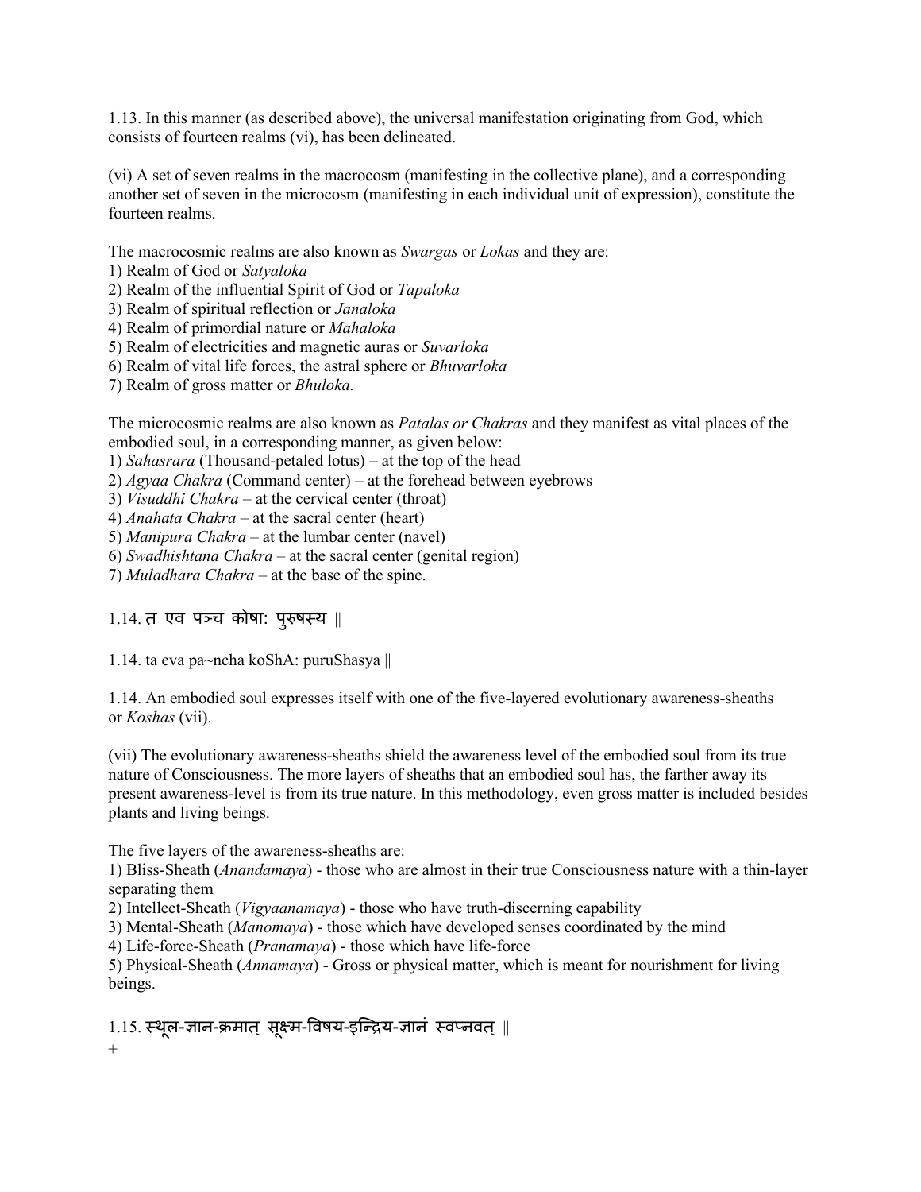1.13. In this manner (as described above), the universal manifestation originating from God, which consists of fourteen realms (vi), has been delineated.

(vi) A set of seven realms in the macrocosm (manifesting in the collective plane), and a corresponding another set of seven in the microcosm (manifesting in each individual unit of expression), constitute the fourteen realms.

The macrocosmic realms are also known as *Swargas* or *Lokas* and they are:
1) Realm of God or *Satyaloka*
2) Realm of the influential Spirit of God or *Tapaloka*
3) Realm of spiritual reflection or *Janaloka*
4) Realm of primordial nature or *Mahaloka*
5) Realm of electricities and magnetic auras or *Suvarloka*
6) Realm of vital life forces, the astral sphere or *Bhuvarloka*
7) Realm of gross matter or *Bhuloka.*

The microcosmic realms are also known as *Patalas or Chakras* and they manifest as vital places of the embodied soul, in a corresponding manner, as given below:
1) *Sahasrara* (Thousand-petaled lotus) – at the top of the head
2) *Agyaa Chakra* (Command center) – at the forehead between eyebrows
3) *Visuddhi Chakra* – at the cervical center (throat)
4) *Anahata Chakra* – at the sacral center (heart)
5) *Manipura Chakra* – at the lumbar center (navel)
6) *Swadhishtana Chakra* – at the sacral center (genital region)
7) *Muladhara Chakra* – at the base of the spine.

1.14. त एव पञ्च कोषा: पुरुषस्य ||

1.14. ta eva pa~ncha koShA: puruShasya ||

1.14. An embodied soul expresses itself with one of the five-layered evolutionary awareness-sheaths or *Koshas* (vii).

(vii) The evolutionary awareness-sheaths shield the awareness level of the embodied soul from its true nature of Consciousness. The more layers of sheaths that an embodied soul has, the farther away its present awareness-level is from its true nature. In this methodology, even gross matter is included besides plants and living beings.

The five layers of the awareness-sheaths are:
1) Bliss-Sheath (*Anandamaya*) - those who are almost in their true Consciousness nature with a thin-layer separating them
2) Intellect-Sheath (*Vigyaanamaya*) - those who have truth-discerning capability
3) Mental-Sheath (*Manomaya*) - those which have developed senses coordinated by the mind
4) Life-force-Sheath (*Pranamaya*) - those which have life-force
5) Physical-Sheath (*Annamaya*) - Gross or physical matter, which is meant for nourishment for living beings.

1.15. स्थूल-ज्ञान-क्रमात् सूक्ष्म-विषय-इन्द्रिय-ज्ञानं स्वप्नवत् ||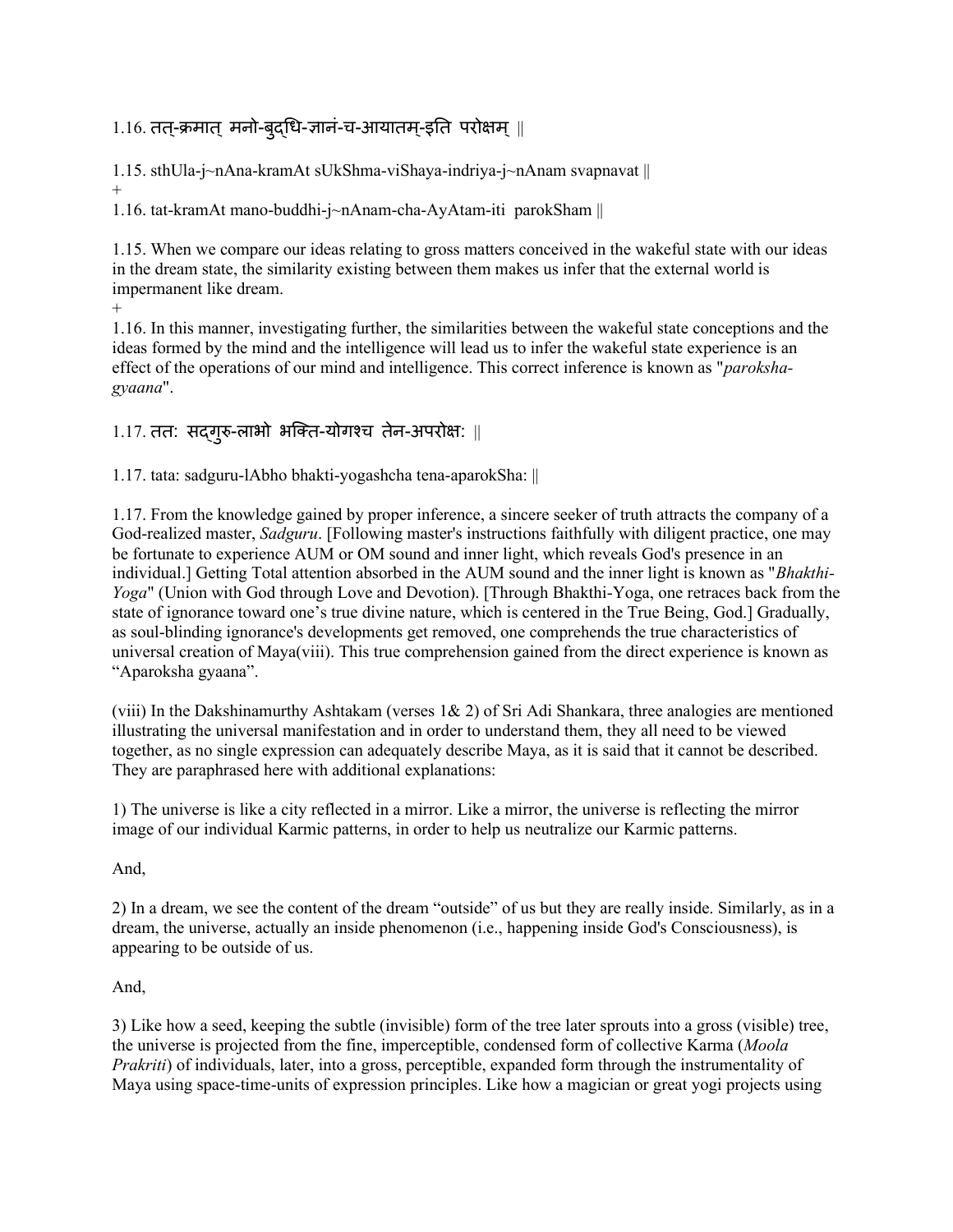1.16. तत्-क्रमात् मनो-बुद्धि-ज्ञानं-च-आयातम्-इति परोक्षम् ||

1.15. sthUla-j~nAna-kramAt sUkShma-viShaya-indriya-j~nAnam svapnavat ||
+
1.16. tat-kramAt mano-buddhi-j~nAnam-cha-AyAtam-iti parokSham ||

1.15. When we compare our ideas relating to gross matters conceived in the wakeful state with our ideas in the dream state, the similarity existing between them makes us infer that the external world is impermanent like dream.
+
1.16. In this manner, investigating further, the similarities between the wakeful state conceptions and the ideas formed by the mind and the intelligence will lead us to infer the wakeful state experience is an effect of the operations of our mind and intelligence. This correct inference is known as "*paroksha-gyaana*".

1.17. ततः सद्गुरु-लाभो भक्ति-योगश्च तेन-अपरोक्षः ||

1.17. tata: sadguru-lAbho bhakti-yogashcha tena-aparokSha: ||

1.17. From the knowledge gained by proper inference, a sincere seeker of truth attracts the company of a God-realized master, *Sadguru*. [Following master's instructions faithfully with diligent practice, one may be fortunate to experience AUM or OM sound and inner light, which reveals God's presence in an individual.] Getting Total attention absorbed in the AUM sound and the inner light is known as "*Bhakthi-Yoga*" (Union with God through Love and Devotion). [Through Bhakthi-Yoga, one retraces back from the state of ignorance toward one's true divine nature, which is centered in the True Being, God.] Gradually, as soul-blinding ignorance's developments get removed, one comprehends the true characteristics of universal creation of Maya(viii). This true comprehension gained from the direct experience is known as "Aparoksha gyaana".

(viii) In the Dakshinamurthy Ashtakam (verses 1& 2) of Sri Adi Shankara, three analogies are mentioned illustrating the universal manifestation and in order to understand them, they all need to be viewed together, as no single expression can adequately describe Maya, as it is said that it cannot be described. They are paraphrased here with additional explanations:

1) The universe is like a city reflected in a mirror. Like a mirror, the universe is reflecting the mirror image of our individual Karmic patterns, in order to help us neutralize our Karmic patterns.

And,

2) In a dream, we see the content of the dream "outside" of us but they are really inside. Similarly, as in a dream, the universe, actually an inside phenomenon (i.e., happening inside God's Consciousness), is appearing to be outside of us.

And,

3) Like how a seed, keeping the subtle (invisible) form of the tree later sprouts into a gross (visible) tree, the universe is projected from the fine, imperceptible, condensed form of collective Karma (*Moola Prakriti*) of individuals, later, into a gross, perceptible, expanded form through the instrumentality of Maya using space-time-units of expression principles. Like how a magician or great yogi projects using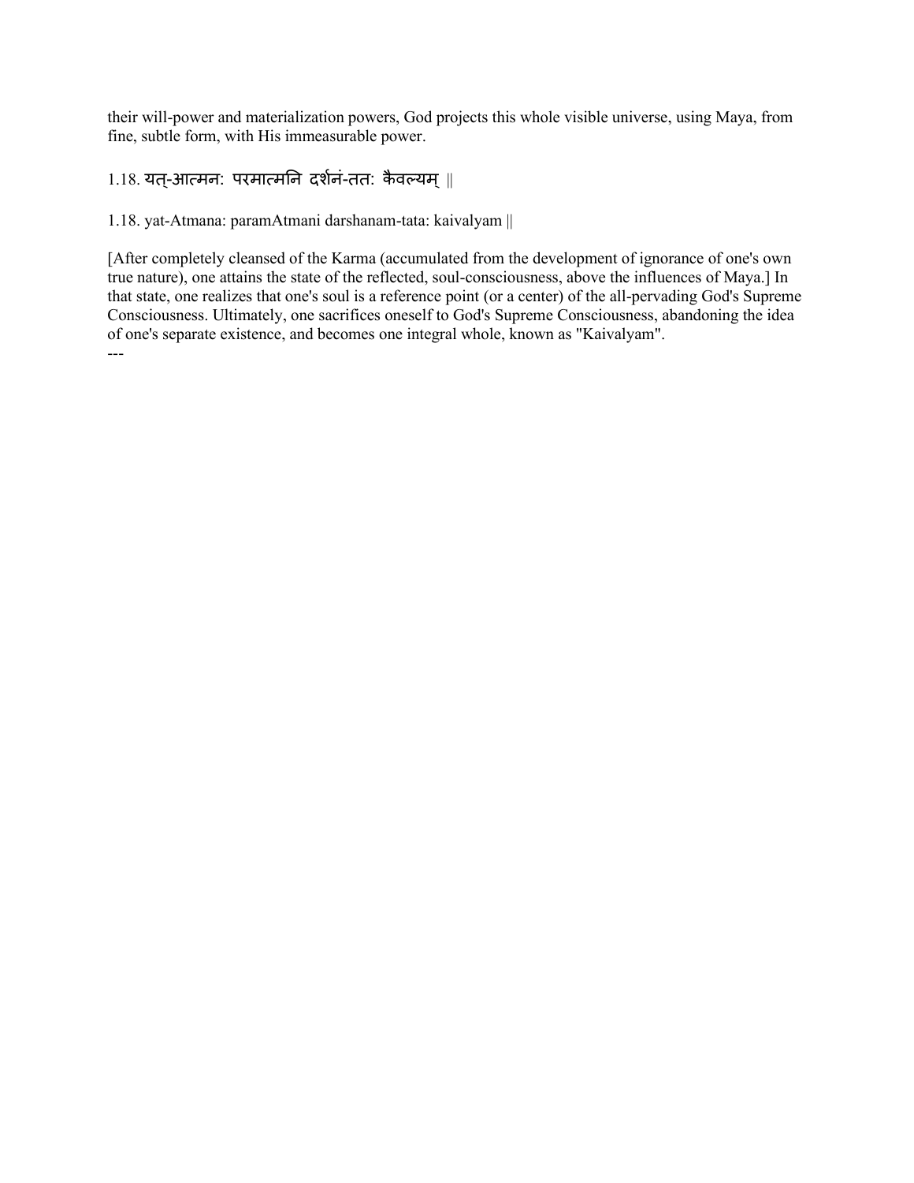their will-power and materialization powers, God projects this whole visible universe, using Maya, from fine, subtle form, with His immeasurable power.

1.18. यत्-आत्मनः परमात्मनि दर्शनं-ततः कैवल्यम् ||

1.18. yat-Atmana: paramAtmani darshanam-tata: kaivalyam ||

[After completely cleansed of the Karma (accumulated from the development of ignorance of one's own true nature), one attains the state of the reflected, soul-consciousness, above the influences of Maya.] In that state, one realizes that one's soul is a reference point (or a center) of the all-pervading God's Supreme Consciousness. Ultimately, one sacrifices oneself to God's Supreme Consciousness, abandoning the idea of one's separate existence, and becomes one integral whole, known as "Kaivalyam".

---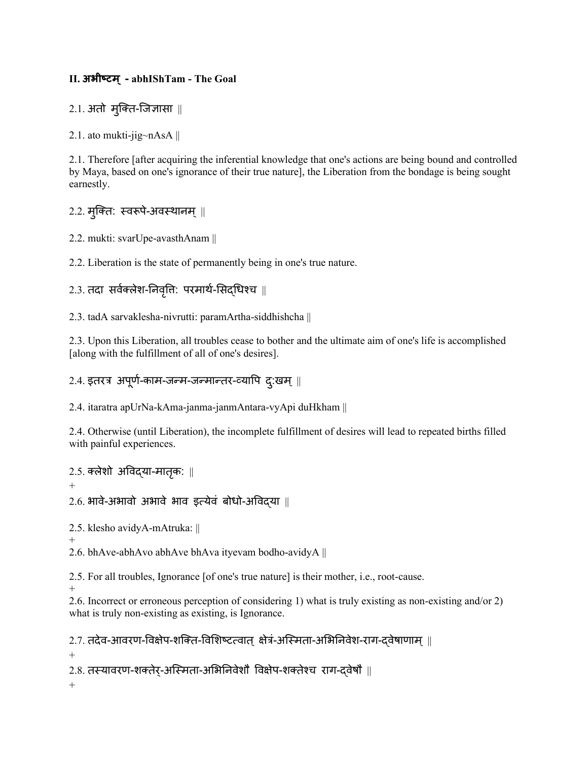## II. अभीष्टम् - abhIShTam - The Goal

2.1. अतो मुक्ति-जिज्ञासा ||

2.1. ato mukti-jig~nAsA ||

2.1. Therefore [after acquiring the inferential knowledge that one's actions are being bound and controlled by Maya, based on one's ignorance of their true nature], the Liberation from the bondage is being sought earnestly.

2.2. मुक्तिः स्वरूपे-अवस्थानम् ||

2.2. mukti: svarUpe-avasthAnam ||

2.2. Liberation is the state of permanently being in one's true nature.

2.3. तदा सर्वक्लेश-निवृत्तिः परमार्थ-सिद्धिश्च ||

2.3. tadA sarvaklesha-nivrutti: paramArtha-siddhishcha ||

2.3. Upon this Liberation, all troubles cease to bother and the ultimate aim of one's life is accomplished [along with the fulfillment of all of one's desires].

2.4. इतरत्र अपूर्ण-काम-जन्म-जन्मान्तर-व्यापि दुःखम् ||

2.4. itaratra apUrNa-kAma-janma-janmAntara-vyApi duHkham ||

2.4. Otherwise (until Liberation), the incomplete fulfillment of desires will lead to repeated births filled with painful experiences.

2.5. क्लेशो अविद्या-मातृकः ||
+
2.6. भावे-अभावो अभावे भाव इत्येवं बोधो-अविद्या ||

2.5. klesho avidyA-mAtruka: ||
+
2.6. bhAve-abhAvo abhAve bhAva ityevam bodho-avidyA ||

2.5. For all troubles, Ignorance [of one's true nature] is their mother, i.e., root-cause.
+
2.6. Incorrect or erroneous perception of considering 1) what is truly existing as non-existing and/or 2) what is truly non-existing as existing, is Ignorance.

2.7. तदेव-आवरण-विक्षेप-शक्ति-विशिष्टत्वात् क्षेत्रं-अस्मिता-अभिनिवेश-राग-द्वेषाणाम् ||
+
2.8. तस्यावरण-शक्तेर्-अस्मिता-अभिनिवेशौ विक्षेप-शक्तेश्च राग-द्वेषौ ||
+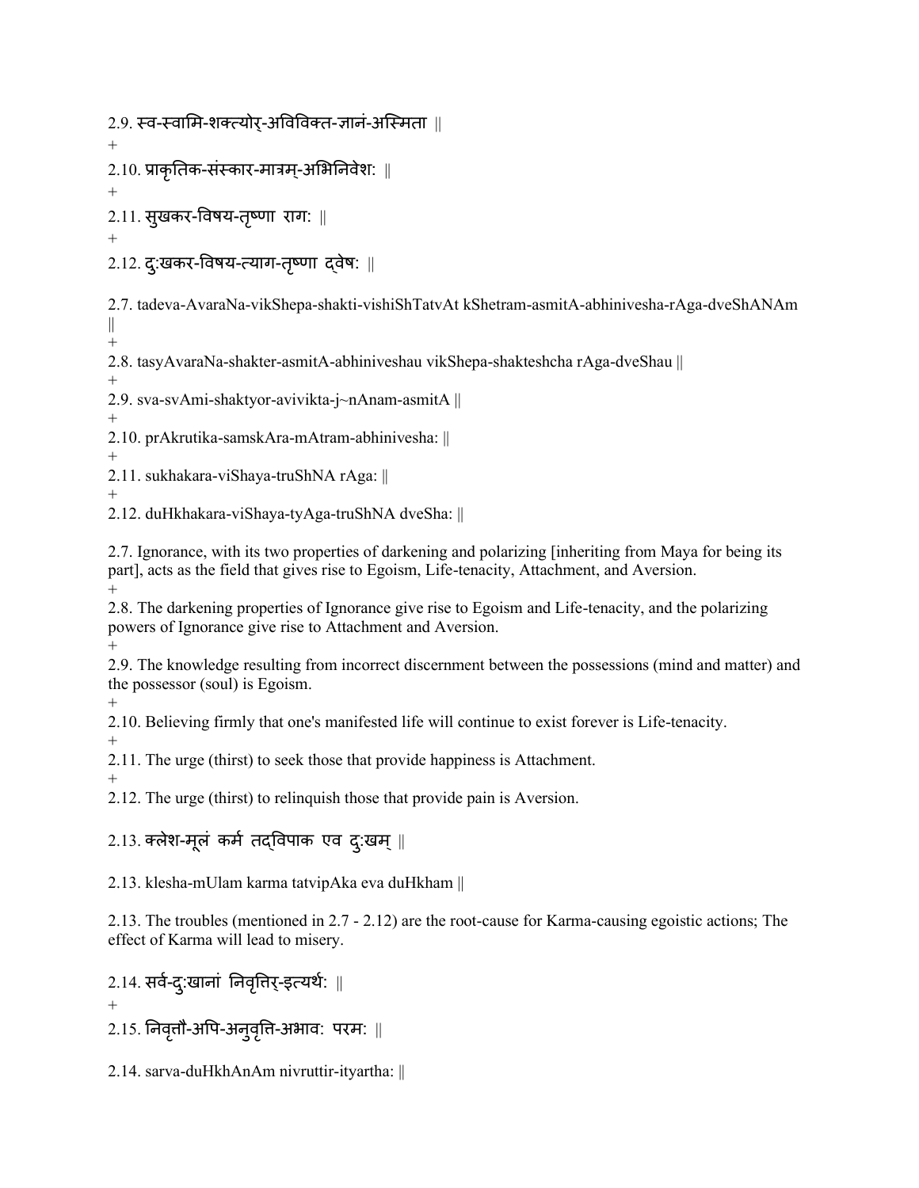2.9. स्व-स्वामि-शक्त्योर्-अविविक्त-ज्ञानं-अस्मिता ||

+

2.10. प्राकृतिक-संस्कार-मात्रम्-अभिनिवेश: ||

+

2.11. सुखकर-विषय-तृष्णा राग: ||

+

2.12. दु:खकर-विषय-त्याग-तृष्णा द्वेष: ||

2.7. tadeva-AvaraNa-vikShepa-shakti-vishiShTatvAt kShetram-asmitA-abhinivesha-rAga-dveShANAm ||

+

2.8. tasyAvaraNa-shakter-asmitA-abhiniveshau vikShepa-shakteshcha rAga-dveShau ||

+

2.9. sva-svAmi-shaktyor-avivikta-j~nAnam-asmitA ||

+

2.10. prAkrutika-samskAra-mAtram-abhinivesha: ||

+

2.11. sukhakara-viShaya-truShNA rAga: ||

+

2.12. duHkhakara-viShaya-tyAga-truShNA dveSha: ||

2.7. Ignorance, with its two properties of darkening and polarizing [inheriting from Maya for being its part], acts as the field that gives rise to Egoism, Life-tenacity, Attachment, and Aversion.

+

2.8. The darkening properties of Ignorance give rise to Egoism and Life-tenacity, and the polarizing powers of Ignorance give rise to Attachment and Aversion.

+

2.9. The knowledge resulting from incorrect discernment between the possessions (mind and matter) and the possessor (soul) is Egoism.

+

2.10. Believing firmly that one's manifested life will continue to exist forever is Life-tenacity.

+

2.11. The urge (thirst) to seek those that provide happiness is Attachment.

+

2.12. The urge (thirst) to relinquish those that provide pain is Aversion.

2.13. क्लेश-मूलं कर्म तद्विपाक एव दु:खम् ||

2.13. klesha-mUlam karma tatvipAka eva duHkham ||

2.13. The troubles (mentioned in 2.7 - 2.12) are the root-cause for Karma-causing egoistic actions; The effect of Karma will lead to misery.

2.14. सर्व-दु:खानां निवृत्तिर्-इत्यर्थ: ||

+

2.15. निवृत्तौ-अपि-अनुवृत्ति-अभाव: परम: ||

2.14. sarva-duHkhAnAm nivruttir-ityartha: ||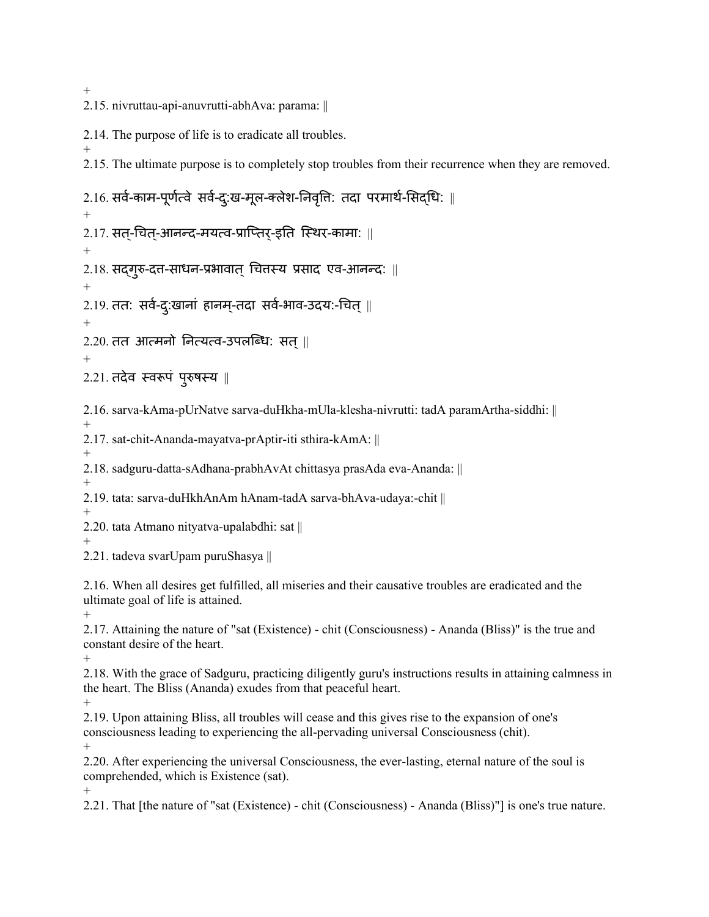+

2.15. nivruttau-api-anuvrutti-abhAva: parama: ||

2.14. The purpose of life is to eradicate all troubles.

+

2.15. The ultimate purpose is to completely stop troubles from their recurrence when they are removed.

2.16. सर्व-काम-पूर्णत्वे सर्व-दुःख-मूल-क्लेश-निवृत्तिः तदा परमार्थ-सिद्धिः ||

+

2.17. सत्-चित्-आनन्द-मयत्व-प्राप्तिर्-इति स्थिर-कामाः ||

+

2.18. सद्गुरु-दत्त-साधन-प्रभावात् चित्तस्य प्रसाद एव-आनन्दः ||

+

2.19. ततः सर्व-दुःखानां हानम्-तदा सर्व-भाव-उदयः-चित् ||

+

2.20. तत आत्मनो नित्यत्व-उपलब्धिः सत् ||

+

2.21. तदेव स्वरूपं पुरुषस्य ||

2.16. sarva-kAma-pUrNatve sarva-duHkha-mUla-klesha-nivrutti: tadA paramArtha-siddhi: ||

+

2.17. sat-chit-Ananda-mayatva-prAptir-iti sthira-kAmA: ||

+

2.18. sadguru-datta-sAdhana-prabhAvAt chittasya prasAda eva-Ananda: ||

+

2.19. tata: sarva-duHkhAnAm hAnam-tadA sarva-bhAva-udaya:-chit ||

+

2.20. tata Atmano nityatva-upalabdhi: sat ||

+

2.21. tadeva svarUpam puruShasya ||

2.16. When all desires get fulfilled, all miseries and their causative troubles are eradicated and the ultimate goal of life is attained.

+

2.17. Attaining the nature of "sat (Existence) - chit (Consciousness) - Ananda (Bliss)" is the true and constant desire of the heart.

+

2.18. With the grace of Sadguru, practicing diligently guru's instructions results in attaining calmness in the heart. The Bliss (Ananda) exudes from that peaceful heart.

+

2.19. Upon attaining Bliss, all troubles will cease and this gives rise to the expansion of one's consciousness leading to experiencing the all-pervading universal Consciousness (chit).

+

2.20. After experiencing the universal Consciousness, the ever-lasting, eternal nature of the soul is comprehended, which is Existence (sat).

+

2.21. That [the nature of "sat (Existence) - chit (Consciousness) - Ananda (Bliss)"] is one's true nature.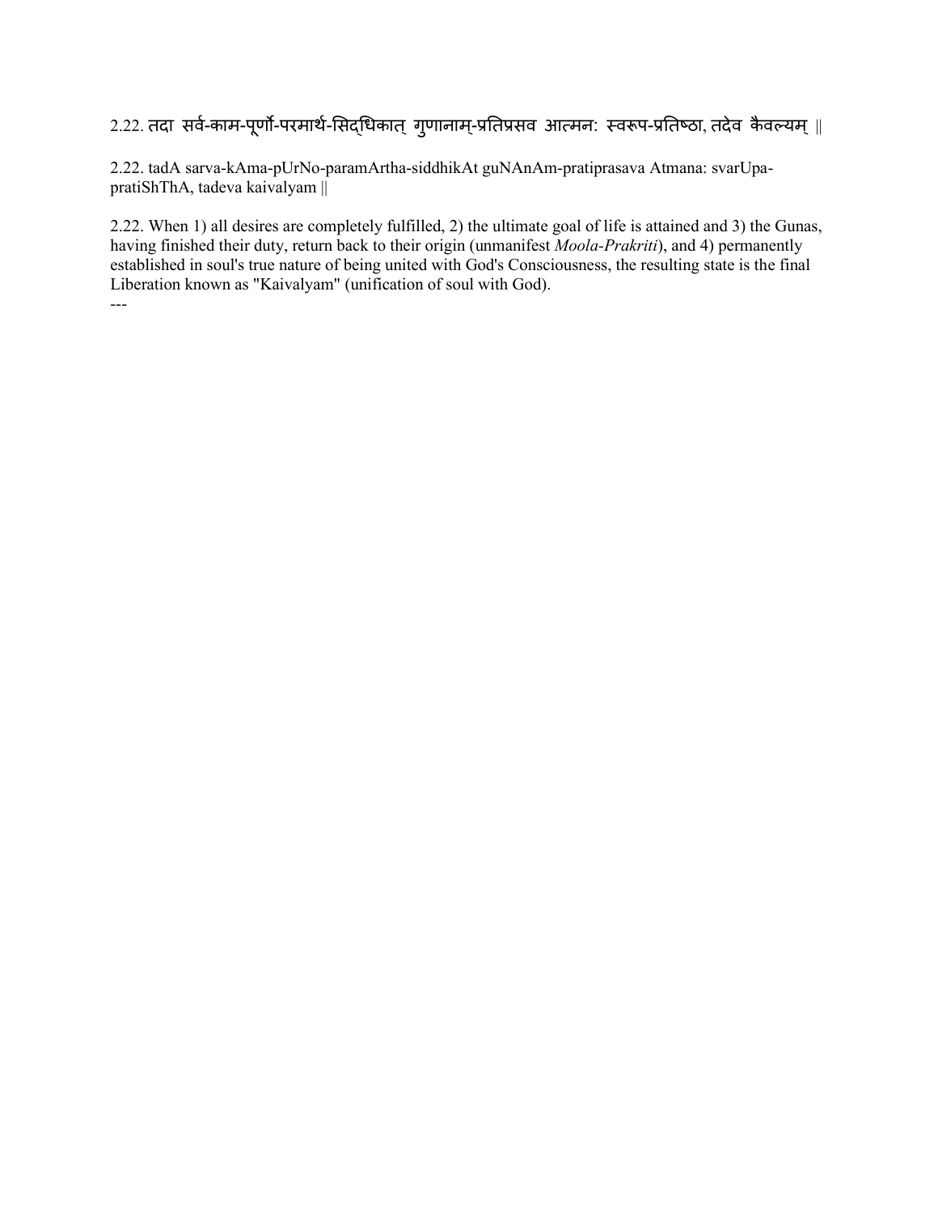2.22. तदा सर्व-काम-पूर्णो-परमार्थ-सिद्धिकात् गुणानाम्-प्रतिप्रसव आत्मन: स्वरूप-प्रतिष्ठा, तदेव कैवल्यम् ||

2.22. tadA sarva-kAma-pUrNo-paramArtha-siddhikAt guNAnAm-pratiprasava Atmana: svarUpa-pratiShThA, tadeva kaivalyam ||

2.22. When 1) all desires are completely fulfilled, 2) the ultimate goal of life is attained and 3) the Gunas, having finished their duty, return back to their origin (unmanifest *Moola-Prakriti*), and 4) permanently established in soul's true nature of being united with God's Consciousness, the resulting state is the final Liberation known as "Kaivalyam" (unification of soul with God).

---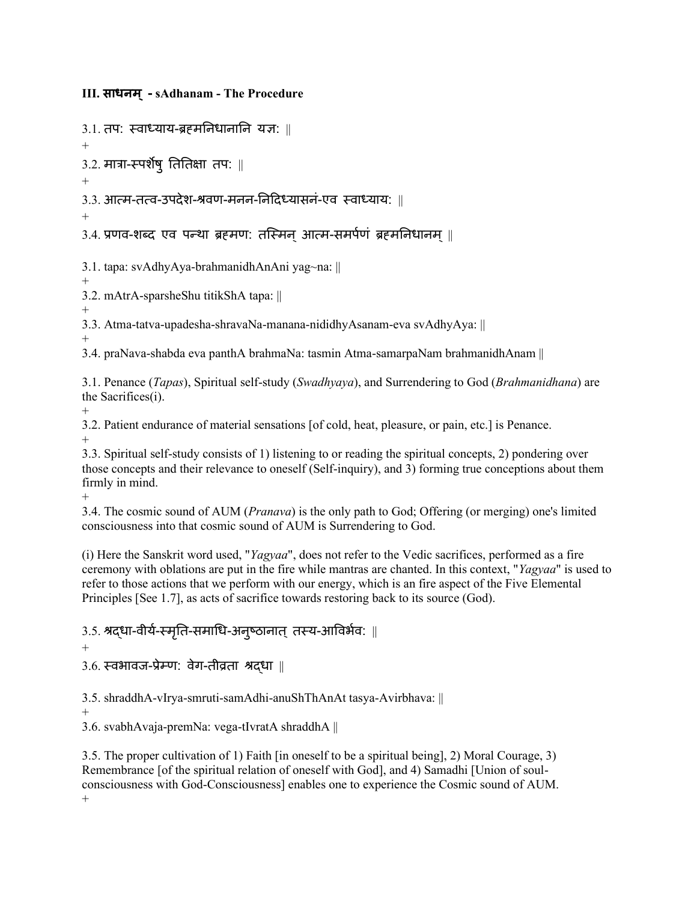**III. साधनम् - sAdhanam - The Procedure**

3.1. तप: स्वाध्याय-ब्रह्मनिधानानि यज्ञ: ||

+

3.2. मात्रा-स्पर्शेषु तितिक्षा तप: ||

+

3.3. आत्म-तत्व-उपदेश-श्रवण-मनन-निदिध्यासनं-एव स्वाध्याय: ||

+

3.4. प्रणव-शब्द एव पन्था ब्रह्मण: तस्मिन् आत्म-समर्पणं ब्रह्मनिधानम् ||

3.1. tapa: svAdhyAya-brahmanidhAnAni yag~na: ||

+

3.2. mAtrA-sparsheShu titikShA tapa: ||

+

3.3. Atma-tatva-upadesha-shravaNa-manana-nididhyAsanam-eva svAdhyAya: ||

+

3.4. praNava-shabda eva panthA brahmaNa: tasmin Atma-samarpaNam brahmanidhAnam ||

3.1. Penance (*Tapas*), Spiritual self-study (*Swadhyaya*), and Surrendering to God (*Brahmanidhana*) are the Sacrifices(i).

+

3.2. Patient endurance of material sensations [of cold, heat, pleasure, or pain, etc.] is Penance.

+

3.3. Spiritual self-study consists of 1) listening to or reading the spiritual concepts, 2) pondering over those concepts and their relevance to oneself (Self-inquiry), and 3) forming true conceptions about them firmly in mind.

+

3.4. The cosmic sound of AUM (*Pranava*) is the only path to God; Offering (or merging) one's limited consciousness into that cosmic sound of AUM is Surrendering to God.

(i) Here the Sanskrit word used, "*Yagyaa*", does not refer to the Vedic sacrifices, performed as a fire ceremony with oblations are put in the fire while mantras are chanted. In this context, "*Yagyaa*" is used to refer to those actions that we perform with our energy, which is an fire aspect of the Five Elemental Principles [See 1.7], as acts of sacrifice towards restoring back to its source (God).

3.5. श्रद्धा-वीर्य-स्मृति-समाधि-अनुष्ठानात् तस्य-आविर्भव: ||

+

3.6. स्वभावज-प्रेम्ण: वेग-तीव्रता श्रद्धा ||

3.5. shraddhA-vIrya-smruti-samAdhi-anuShThAnAt tasya-Avirbhava: ||

+

3.6. svabhAvaja-premNa: vega-tIvratA shraddhA ||

3.5. The proper cultivation of 1) Faith [in oneself to be a spiritual being], 2) Moral Courage, 3) Remembrance [of the spiritual relation of oneself with God], and 4) Samadhi [Union of soul-consciousness with God-Consciousness] enables one to experience the Cosmic sound of AUM.

+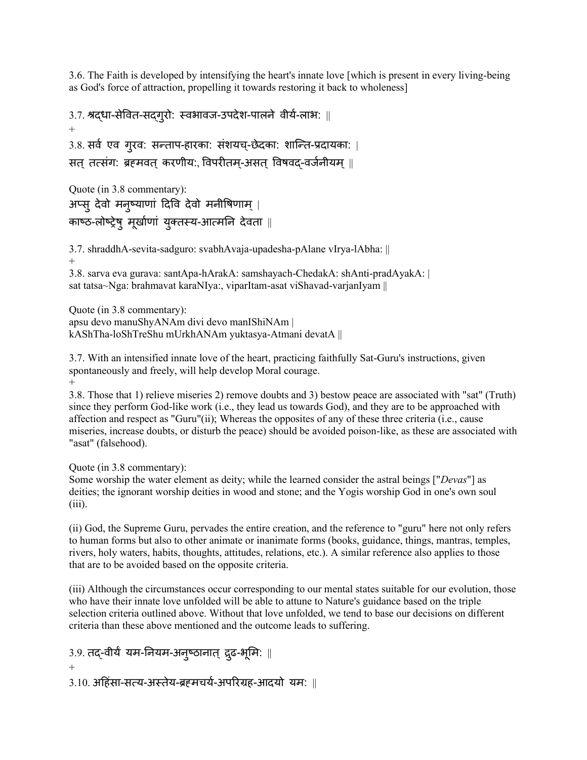3.6. The Faith is developed by intensifying the heart's innate love [which is present in every living-being as God's force of attraction, propelling it towards restoring it back to wholeness]

3.7. श्रद्धा-सेवित-सद्गुरोः स्वभावज-उपदेश-पालने वीर्य-लाभः ॥

+

3.8. सर्व एव गुरवः सन्ताप-हारकाः संशयच्-छेदकाः शान्ति-प्रदायकाः ।
सत् तत्संगः ब्रह्मवत् करणीयः, विपरीतम्-असत् विषवद्-वर्जनीयम् ॥

Quote (in 3.8 commentary):
अप्सु देवो मनुष्याणां दिवि देवो मनीषिणाम् ।
काष्ठ-लोष्ट्रेषु मूर्खाणां युक्तस्य-आत्मनि देवता ॥

3.7. shraddhA-sevita-sadguro: svabhAvaja-upadesha-pAlane vIrya-lAbha: ||

+

3.8. sarva eva gurava: santApa-hArakA: samshayach-ChedakA: shAnti-pradAyakA: |
sat tatsa~Nga: brahmavat karaNIya:, viparItam-asat viShavad-varjanIyam ||

Quote (in 3.8 commentary):
apsu devo manuShyANAm divi devo manIShiNAm |
kAShTha-loShTreShu mUrkhANAm yuktasya-Atmani devatA ||

3.7. With an intensified innate love of the heart, practicing faithfully Sat-Guru's instructions, given spontaneously and freely, will help develop Moral courage.

+

3.8. Those that 1) relieve miseries 2) remove doubts and 3) bestow peace are associated with "sat" (Truth) since they perform God-like work (i.e., they lead us towards God), and they are to be approached with affection and respect as "Guru"(ii); Whereas the opposites of any of these three criteria (i.e., cause miseries, increase doubts, or disturb the peace) should be avoided poison-like, as these are associated with "asat" (falsehood).

Quote (in 3.8 commentary):
Some worship the water element as deity; while the learned consider the astral beings ["*Devas*"] as deities; the ignorant worship deities in wood and stone; and the Yogis worship God in one's own soul (iii).

(ii) God, the Supreme Guru, pervades the entire creation, and the reference to "guru" here not only refers to human forms but also to other animate or inanimate forms (books, guidance, things, mantras, temples, rivers, holy waters, habits, thoughts, attitudes, relations, etc.). A similar reference also applies to those that are to be avoided based on the opposite criteria.

(iii) Although the circumstances occur corresponding to our mental states suitable for our evolution, those who have their innate love unfolded will be able to attune to Nature's guidance based on the triple selection criteria outlined above. Without that love unfolded, we tend to base our decisions on different criteria than these above mentioned and the outcome leads to suffering.

3.9. तद्-वीर्यं यम-नियम-अनुष्ठानात् दृढ-भूमिः ॥

+

3.10. अहिंसा-सत्य-अस्तेय-ब्रह्मचर्य-अपरिग्रह-आदयो यमः ॥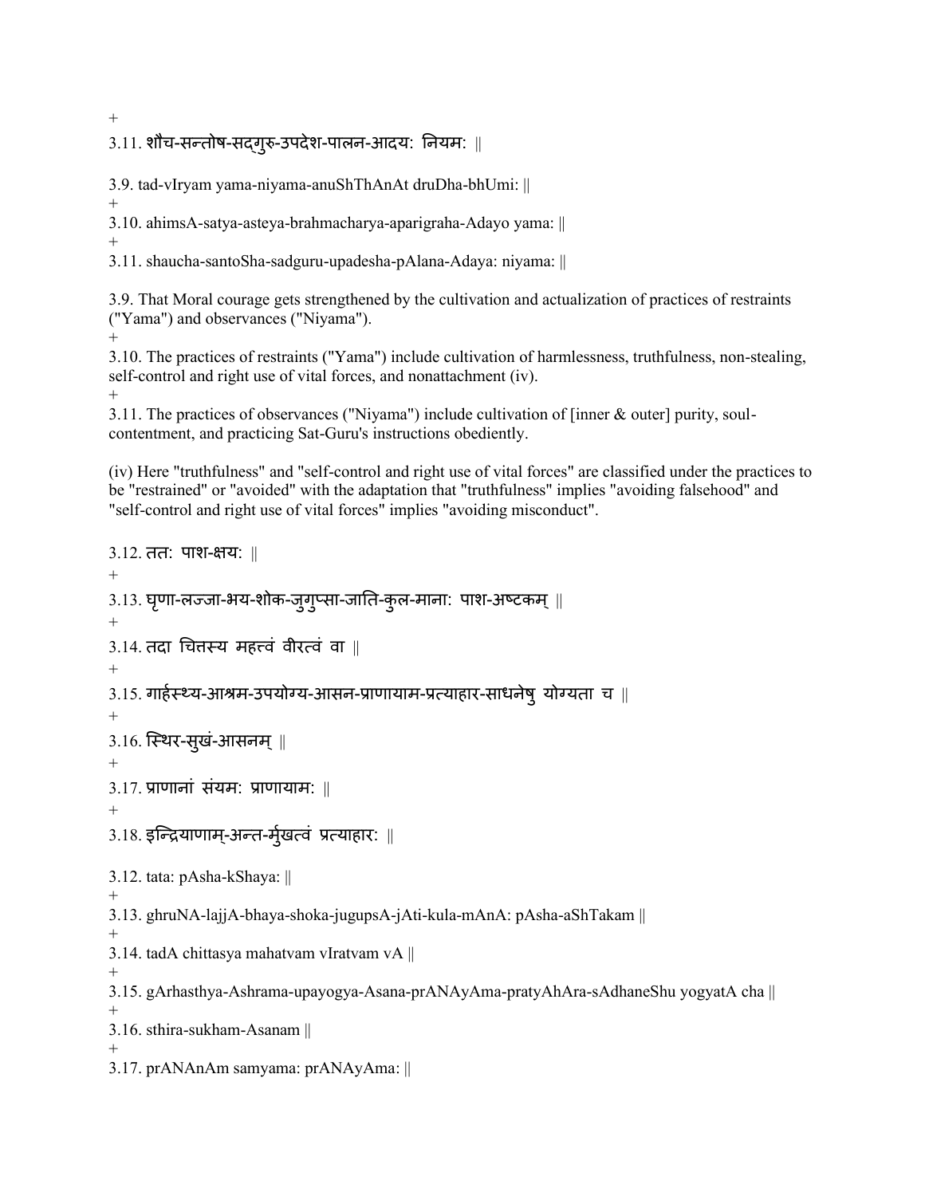+

3.11. शौच-सन्तोष-सद्गुरु-उपदेश-पालन-आदयः नियमः ||

3.9. tad-vIryam yama-niyama-anuShThAnAt druDha-bhUmi: ||

+

3.10. ahimsA-satya-asteya-brahmacharya-aparigraha-Adayo yama: ||

+

3.11. shaucha-santoSha-sadguru-upadesha-pAlana-Adaya: niyama: ||

3.9. That Moral courage gets strengthened by the cultivation and actualization of practices of restraints ("Yama") and observances ("Niyama").

+

3.10. The practices of restraints ("Yama") include cultivation of harmlessness, truthfulness, non-stealing, self-control and right use of vital forces, and nonattachment (iv).

+

3.11. The practices of observances ("Niyama") include cultivation of [inner & outer] purity, soul-contentment, and practicing Sat-Guru's instructions obediently.

(iv) Here "truthfulness" and "self-control and right use of vital forces" are classified under the practices to be "restrained" or "avoided" with the adaptation that "truthfulness" implies "avoiding falsehood" and "self-control and right use of vital forces" implies "avoiding misconduct".

3.12. ततः पाश-क्षयः ||

+

3.13. घृणा-लज्जा-भय-शोक-जुगुप्सा-जाति-कुल-मानाः पाश-अष्टकम् ||

+

3.14. तदा चित्तस्य महत्त्वं वीरत्वं वा ||

+

3.15. गार्हस्थ्य-आश्रम-उपयोग्य-आसन-प्राणायाम-प्रत्याहार-साधनेषु योग्यता च ||

+

3.16. स्थिर-सुखं-आसनम् ||

+

3.17. प्राणानां संयमः प्राणायामः ||

+

3.18. इन्द्रियाणाम्-अन्त-र्मुखत्वं प्रत्याहारः ||

3.12. tata: pAsha-kShaya: ||

+

3.13. ghruNA-lajjA-bhaya-shoka-jugupsA-jAti-kula-mAnA: pAsha-aShTakam ||

+

3.14. tadA chittasya mahatvam vIratvam vA ||

+

3.15. gArhasthya-Ashrama-upayogya-Asana-prANAyAma-pratyAhAra-sAdhaneShu yogyatA cha ||

+

3.16. sthira-sukham-Asanam ||

+

3.17. prANAnAm samyama: prANAyAma: ||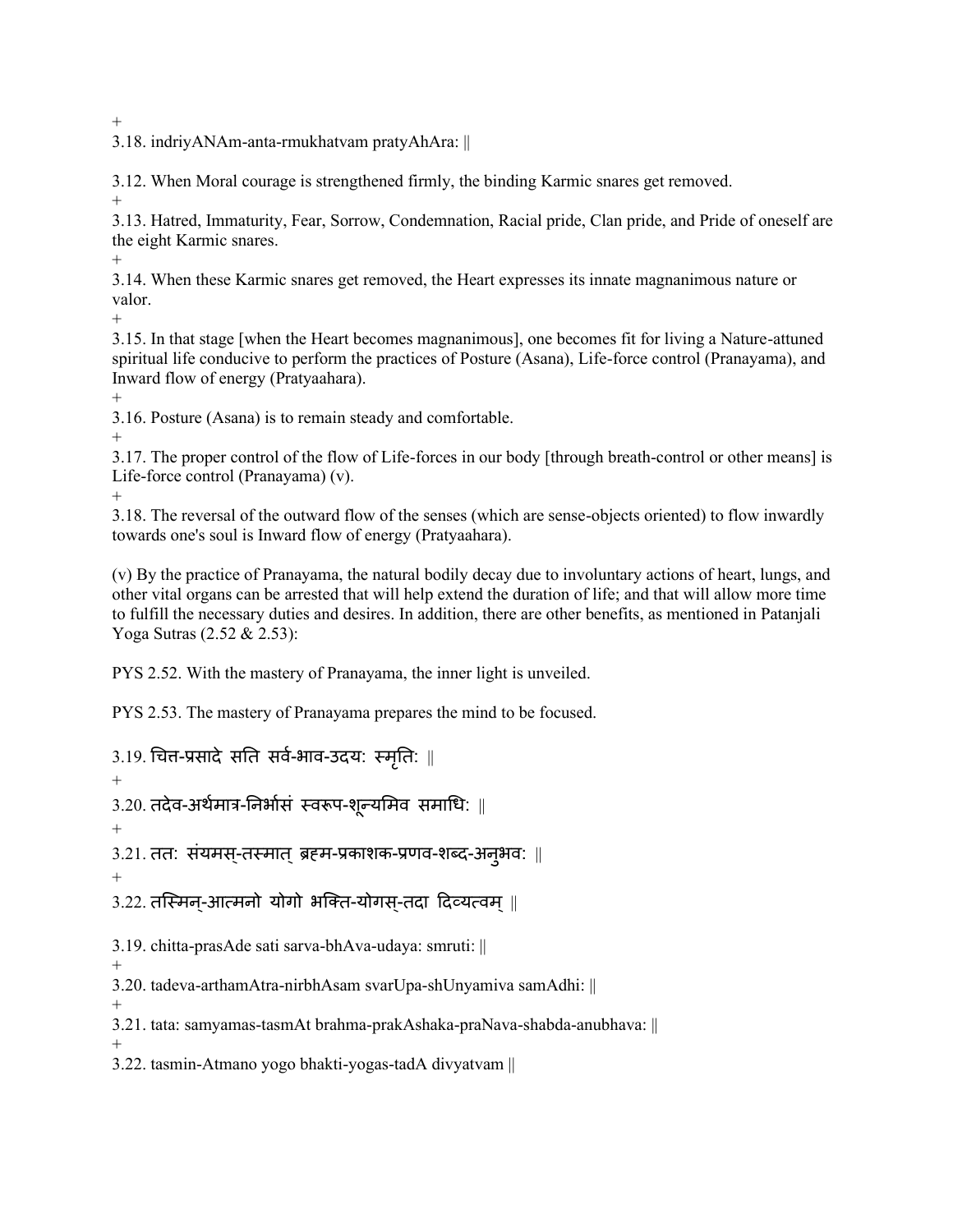+

3.18. indriyANAm-anta-rmukhatvam pratyAhAra: ||

3.12. When Moral courage is strengthened firmly, the binding Karmic snares get removed.

+

3.13. Hatred, Immaturity, Fear, Sorrow, Condemnation, Racial pride, Clan pride, and Pride of oneself are the eight Karmic snares.

+

3.14. When these Karmic snares get removed, the Heart expresses its innate magnanimous nature or valor.

+

3.15. In that stage [when the Heart becomes magnanimous], one becomes fit for living a Nature-attuned spiritual life conducive to perform the practices of Posture (Asana), Life-force control (Pranayama), and Inward flow of energy (Pratyaahara).

+

3.16. Posture (Asana) is to remain steady and comfortable.

+

3.17. The proper control of the flow of Life-forces in our body [through breath-control or other means] is Life-force control (Pranayama) (v).

+

3.18. The reversal of the outward flow of the senses (which are sense-objects oriented) to flow inwardly towards one's soul is Inward flow of energy (Pratyaahara).

(v) By the practice of Pranayama, the natural bodily decay due to involuntary actions of heart, lungs, and other vital organs can be arrested that will help extend the duration of life; and that will allow more time to fulfill the necessary duties and desires. In addition, there are other benefits, as mentioned in Patanjali Yoga Sutras (2.52 & 2.53):

PYS 2.52. With the mastery of Pranayama, the inner light is unveiled.

PYS 2.53. The mastery of Pranayama prepares the mind to be focused.

3.19. चित्त-प्रसादे सति सर्व-भाव-उदय: स्मृति: ||

+

3.20. तदेव-अर्थमात्र-निर्भासं स्वरूप-शून्यमिव समाधि: ||

+

3.21. तत: संयमस्-तस्मात् ब्रह्म-प्रकाशक-प्रणव-शब्द-अनुभव: ||

+

3.22. तस्मिन्-आत्मनो योगो भक्ति-योगस्-तदा दिव्यत्वम् ||

3.19. chitta-prasAde sati sarva-bhAva-udaya: smruti: ||

+

3.20. tadeva-arthamAtra-nirbhAsam svarUpa-shUnyamiva samAdhi: ||

+

3.21. tata: samyamas-tasmAt brahma-prakAshaka-praNava-shabda-anubhava: ||

+

3.22. tasmin-Atmano yogo bhakti-yogas-tadA divyatvam ||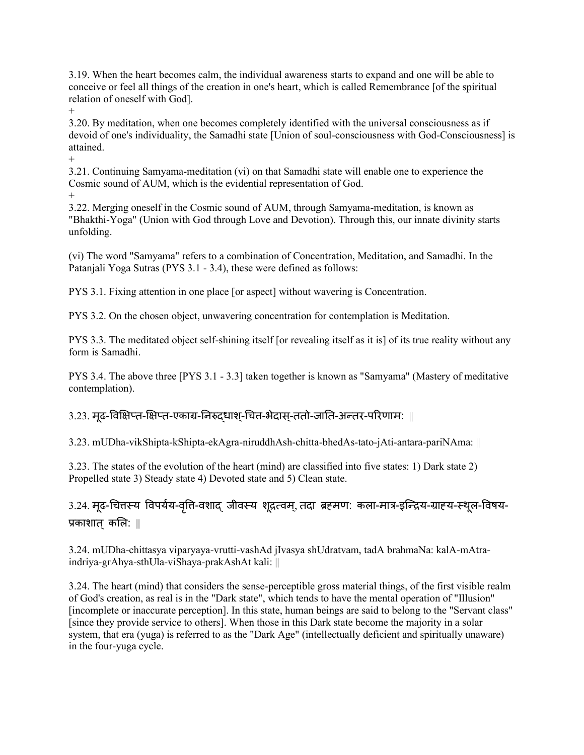3.19. When the heart becomes calm, the individual awareness starts to expand and one will be able to conceive or feel all things of the creation in one's heart, which is called Remembrance [of the spiritual relation of oneself with God].

+

3.20. By meditation, when one becomes completely identified with the universal consciousness as if devoid of one's individuality, the Samadhi state [Union of soul-consciousness with God-Consciousness] is attained.

+

3.21. Continuing Samyama-meditation (vi) on that Samadhi state will enable one to experience the Cosmic sound of AUM, which is the evidential representation of God.

+

3.22. Merging oneself in the Cosmic sound of AUM, through Samyama-meditation, is known as "Bhakthi-Yoga" (Union with God through Love and Devotion). Through this, our innate divinity starts unfolding.

(vi) The word "Samyama" refers to a combination of Concentration, Meditation, and Samadhi. In the Patanjali Yoga Sutras (PYS 3.1 - 3.4), these were defined as follows:

PYS 3.1. Fixing attention in one place [or aspect] without wavering is Concentration.

PYS 3.2. On the chosen object, unwavering concentration for contemplation is Meditation.

PYS 3.3. The meditated object self-shining itself [or revealing itself as it is] of its true reality without any form is Samadhi.

PYS 3.4. The above three [PYS 3.1 - 3.3] taken together is known as "Samyama" (Mastery of meditative contemplation).

3.23. मूढ-विक्षिप्त-क्षिप्त-एकाग्र-निरुद्धाश्-चित्त-भेदास्-ततो-जाति-अन्तर-परिणाम: ||

3.23. mUDha-vikShipta-kShipta-ekAgra-niruddhAsh-chitta-bhedAs-tato-jAti-antara-pariNAma: ||

3.23. The states of the evolution of the heart (mind) are classified into five states: 1) Dark state 2) Propelled state 3) Steady state 4) Devoted state and 5) Clean state.

3.24. मूढ-चित्तस्य विपर्यय-वृत्ति-वशाद् जीवस्य शूद्रत्वम्, तदा ब्रह्मण: कला-मात्र-इन्द्रिय-ग्राह्य-स्थूल-विषय-प्रकाशात् कलि: ||

3.24. mUDha-chittasya viparyaya-vrutti-vashAd jIvasya shUdratvam, tadA brahmaNa: kalA-mAtra-indriya-grAhya-sthUla-viShaya-prakAshAt kali: ||

3.24. The heart (mind) that considers the sense-perceptible gross material things, of the first visible realm of God's creation, as real is in the "Dark state", which tends to have the mental operation of "Illusion" [incomplete or inaccurate perception]. In this state, human beings are said to belong to the "Servant class" [since they provide service to others]. When those in this Dark state become the majority in a solar system, that era (yuga) is referred to as the "Dark Age" (intellectually deficient and spiritually unaware) in the four-yuga cycle.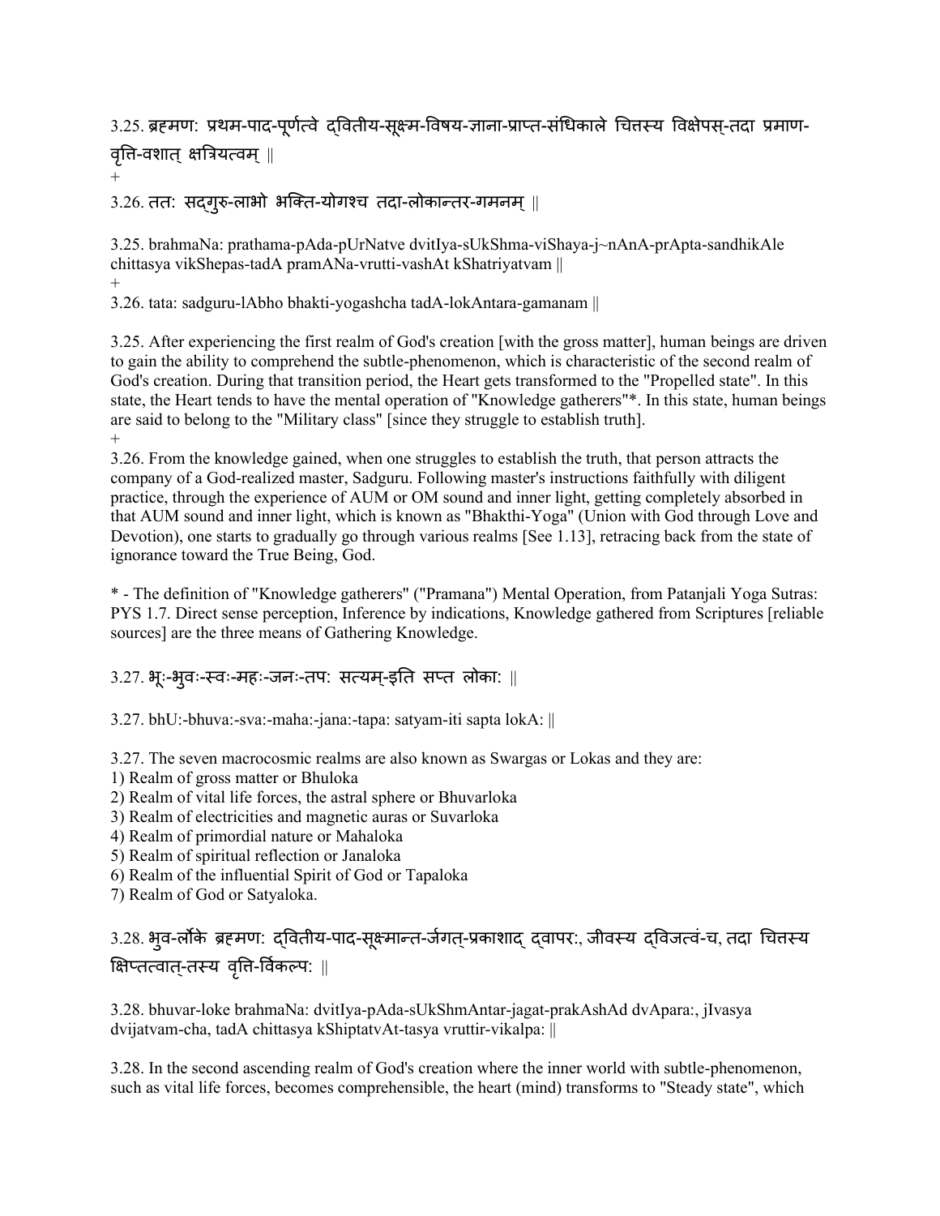3.25. ब्रह्मण: प्रथम-पाद-पूर्णत्वे द्वितीय-सूक्ष्म-विषय-ज्ञाना-प्राप्त-संधिकाले चित्तस्य विक्षेपस्-तदा प्रमाण-वृत्ति-वशात् क्षत्रियत्वम् ||
+
3.26. ततः सद्गुरु-लाभो भक्ति-योगश्च तदा-लोकान्तर-गमनम् ||

3.25. brahmaNa: prathama-pAda-pUrNatve dvitIya-sUkShma-viShaya-j~nAnA-prApta-sandhikAle chittasya vikShepas-tadA pramANa-vrutti-vashAt kShatriyatvam ||
+
3.26. tata: sadguru-lAbho bhakti-yogashcha tadA-lokAntara-gamanam ||

3.25. After experiencing the first realm of God's creation [with the gross matter], human beings are driven to gain the ability to comprehend the subtle-phenomenon, which is characteristic of the second realm of God's creation. During that transition period, the Heart gets transformed to the "Propelled state". In this state, the Heart tends to have the mental operation of "Knowledge gatherers"*. In this state, human beings are said to belong to the "Military class" [since they struggle to establish truth].
+
3.26. From the knowledge gained, when one struggles to establish the truth, that person attracts the company of a God-realized master, Sadguru. Following master's instructions faithfully with diligent practice, through the experience of AUM or OM sound and inner light, getting completely absorbed in that AUM sound and inner light, which is known as "Bhakthi-Yoga" (Union with God through Love and Devotion), one starts to gradually go through various realms [See 1.13], retracing back from the state of ignorance toward the True Being, God.

* - The definition of "Knowledge gatherers" ("Pramana") Mental Operation, from Patanjali Yoga Sutras: PYS 1.7. Direct sense perception, Inference by indications, Knowledge gathered from Scriptures [reliable sources] are the three means of Gathering Knowledge.

3.27. भूः-भुवः-स्वः-महः-जनः-तप: सत्यम्-इति सप्त लोका: ||

3.27. bhU:-bhuva:-sva:-maha:-jana:-tapa: satyam-iti sapta lokA: ||

3.27. The seven macrocosmic realms are also known as Swargas or Lokas and they are:
1) Realm of gross matter or Bhuloka
2) Realm of vital life forces, the astral sphere or Bhuvarloka
3) Realm of electricities and magnetic auras or Suvarloka
4) Realm of primordial nature or Mahaloka
5) Realm of spiritual reflection or Janaloka
6) Realm of the influential Spirit of God or Tapaloka
7) Realm of God or Satyaloka.

3.28. भुव-र्लोके ब्रह्मण: द्वितीय-पाद-सूक्ष्मान्त-र्जगत्-प्रकाशाद् द्वापरः, जीवस्य द्विजत्वं-च, तदा चित्तस्य क्षिप्तत्वात्-तस्य वृत्ति-र्विकल्प: ||

3.28. bhuvar-loke brahmaNa: dvitIya-pAda-sUkShmAntar-jagat-prakAshAd dvApara:, jIvasya dvijatvam-cha, tadA chittasya kShiptatvAt-tasya vruttir-vikalpa: ||

3.28. In the second ascending realm of God's creation where the inner world with subtle-phenomenon, such as vital life forces, becomes comprehensible, the heart (mind) transforms to "Steady state", which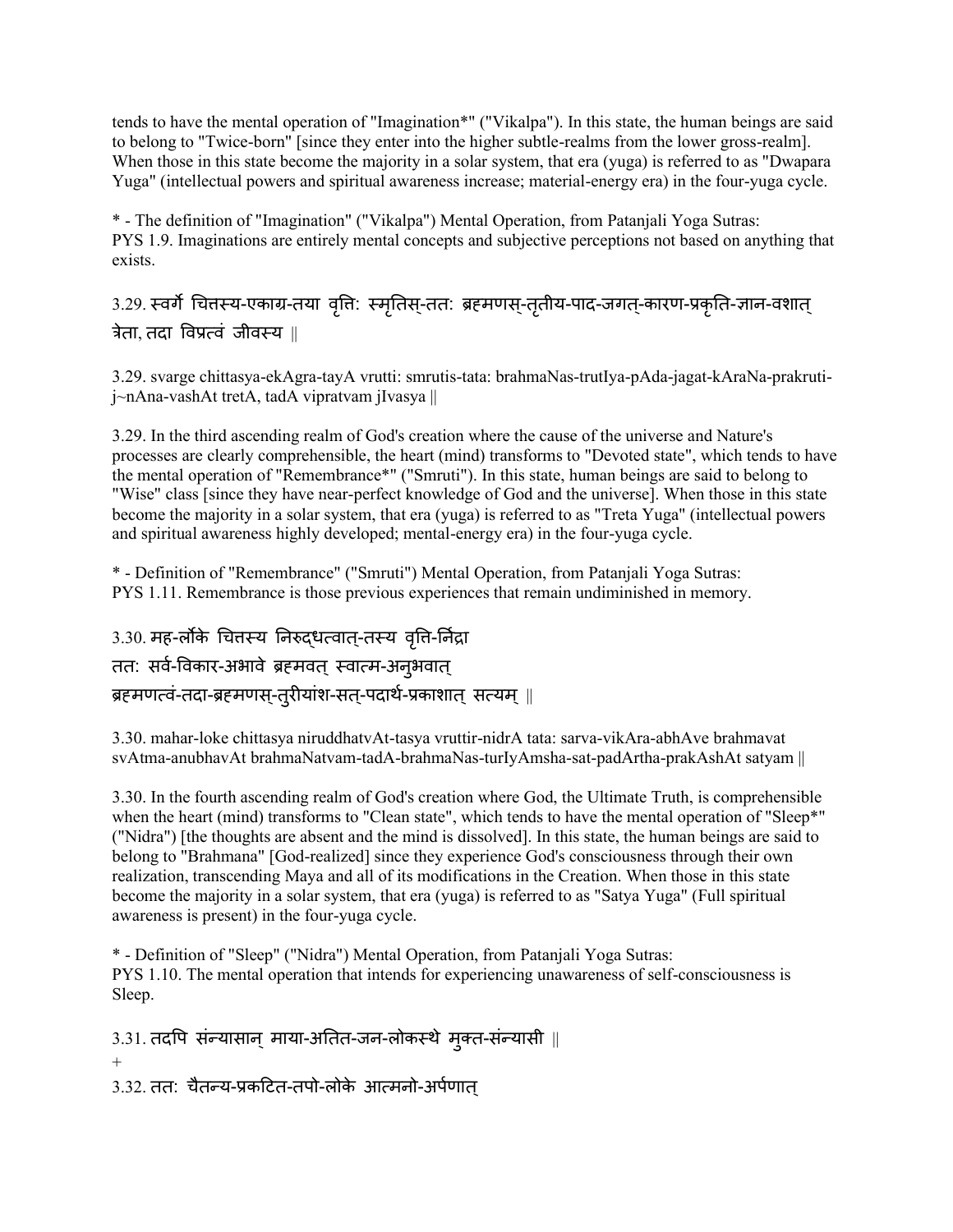tends to have the mental operation of "Imagination*" ("Vikalpa"). In this state, the human beings are said to belong to "Twice-born" [since they enter into the higher subtle-realms from the lower gross-realm]. When those in this state become the majority in a solar system, that era (yuga) is referred to as "Dwapara Yuga" (intellectual powers and spiritual awareness increase; material-energy era) in the four-yuga cycle.

* - The definition of "Imagination" ("Vikalpa") Mental Operation, from Patanjali Yoga Sutras:
PYS 1.9. Imaginations are entirely mental concepts and subjective perceptions not based on anything that exists.

3.29. स्वर्गे चित्तस्य-एकाग्र-तया वृत्ति: स्मृतिस्-तत: ब्रह्मणस्-तृतीय-पाद-जगत्-कारण-प्रकृति-ज्ञान-वशात् त्रेता, तदा विप्रत्वं जीवस्य ||

3.29. svarge chittasya-ekAgra-tayA vrutti: smrutis-tata: brahmaNas-trutIya-pAda-jagat-kAraNa-prakruti-j~nAna-vashAt tretA, tadA vipratvam jIvasya ||

3.29. In the third ascending realm of God's creation where the cause of the universe and Nature's processes are clearly comprehensible, the heart (mind) transforms to "Devoted state", which tends to have the mental operation of "Remembrance*" ("Smruti"). In this state, human beings are said to belong to "Wise" class [since they have near-perfect knowledge of God and the universe]. When those in this state become the majority in a solar system, that era (yuga) is referred to as "Treta Yuga" (intellectual powers and spiritual awareness highly developed; mental-energy era) in the four-yuga cycle.

* - Definition of "Remembrance" ("Smruti") Mental Operation, from Patanjali Yoga Sutras:
PYS 1.11. Remembrance is those previous experiences that remain undiminished in memory.

3.30. मह-र्लोके चित्तस्य निरुद्धत्वात्-तस्य वृत्ति-र्निद्रा
तत: सर्व-विकार-अभावे ब्रह्मवत् स्वात्म-अनुभवात्
ब्रह्मणत्वं-तदा-ब्रह्मणस्-तुरीयांश-सत्-पदार्थ-प्रकाशात् सत्यम् ||

3.30. mahar-loke chittasya niruddhatvAt-tasya vruttir-nidrA tata: sarva-vikAra-abhAve brahmavat svAtma-anubhavAt brahmaNatvam-tadA-brahmaNas-turIyAmsha-sat-padArtha-prakAshAt satyam ||

3.30. In the fourth ascending realm of God's creation where God, the Ultimate Truth, is comprehensible when the heart (mind) transforms to "Clean state", which tends to have the mental operation of "Sleep*" ("Nidra") [the thoughts are absent and the mind is dissolved]. In this state, the human beings are said to belong to "Brahmana" [God-realized] since they experience God's consciousness through their own realization, transcending Maya and all of its modifications in the Creation. When those in this state become the majority in a solar system, that era (yuga) is referred to as "Satya Yuga" (Full spiritual awareness is present) in the four-yuga cycle.

* - Definition of "Sleep" ("Nidra") Mental Operation, from Patanjali Yoga Sutras:
PYS 1.10. The mental operation that intends for experiencing unawareness of self-consciousness is Sleep.

3.31. तदपि संन्यासान् माया-अतित-जन-लोकस्थे मुक्त-संन्यासी ||
+
3.32. तत: चैतन्य-प्रकटित-तपो-लोके आत्मनो-अर्पणात्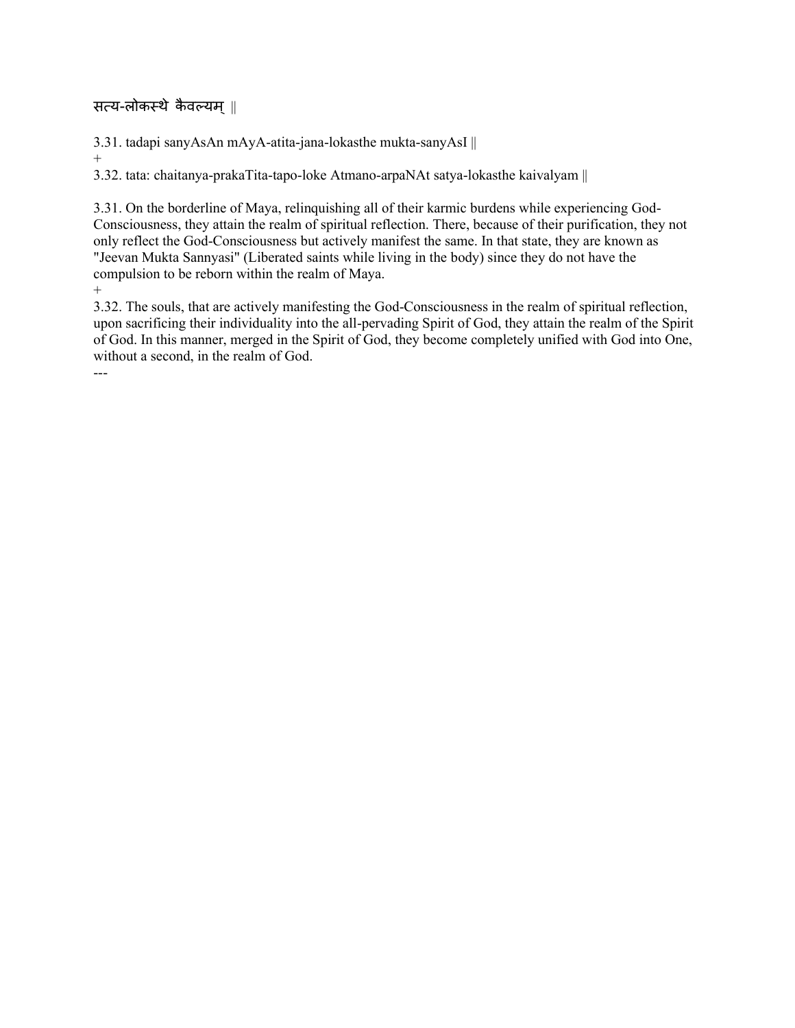सत्य-लोकस्थे कैवल्यम् ||

3.31. tadapi sanyAsAn mAyA-atita-jana-lokasthe mukta-sanyAsI ||
+
3.32. tata: chaitanya-prakaTita-tapo-loke Atmano-arpaNAt satya-lokasthe kaivalyam ||

3.31. On the borderline of Maya, relinquishing all of their karmic burdens while experiencing God-Consciousness, they attain the realm of spiritual reflection. There, because of their purification, they not only reflect the God-Consciousness but actively manifest the same. In that state, they are known as "Jeevan Mukta Sannyasi" (Liberated saints while living in the body) since they do not have the compulsion to be reborn within the realm of Maya.
+
3.32. The souls, that are actively manifesting the God-Consciousness in the realm of spiritual reflection, upon sacrificing their individuality into the all-pervading Spirit of God, they attain the realm of the Spirit of God. In this manner, merged in the Spirit of God, they become completely unified with God into One, without a second, in the realm of God.

---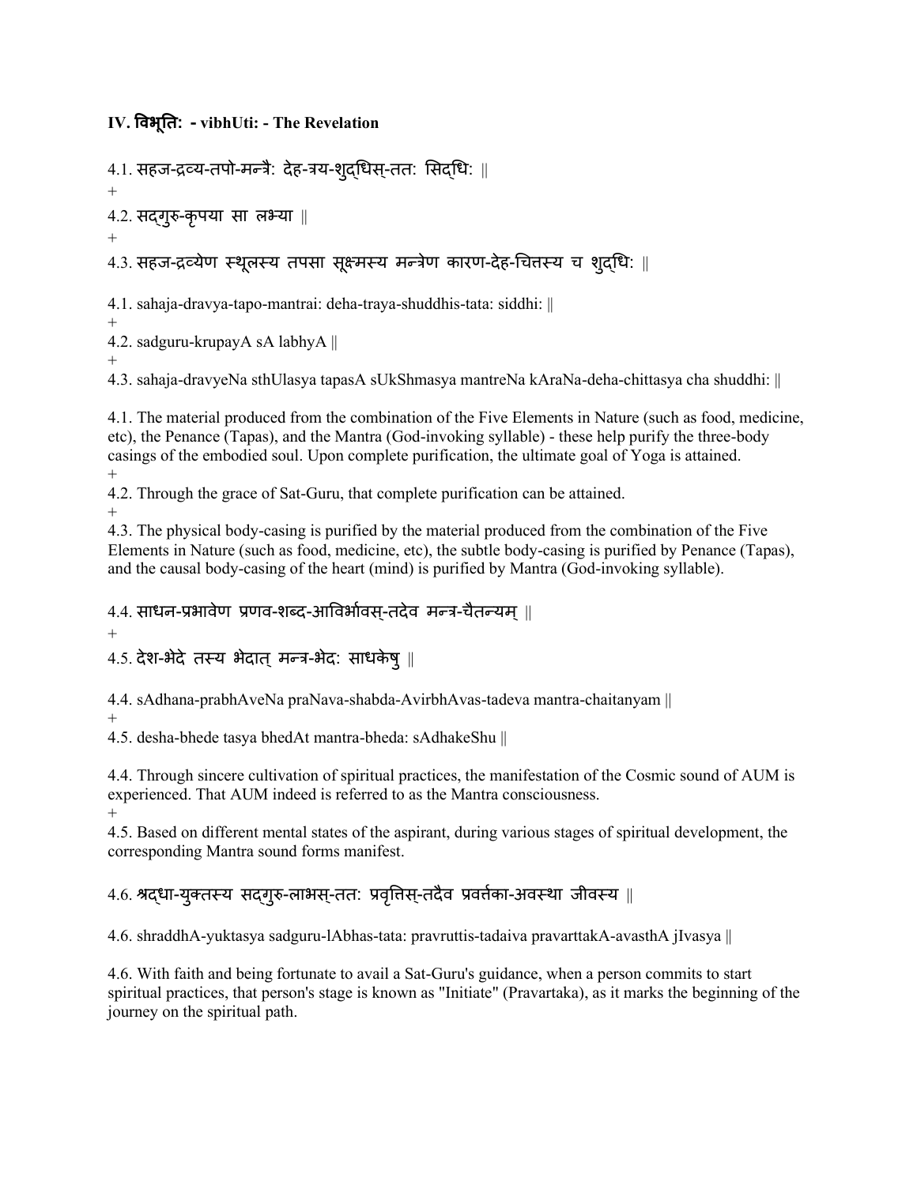**IV. विभूतिः - vibhUti: - The Revelation**

4.1. सहज-द्रव्य-तपो-मन्त्रैः देह-त्रय-शुद्धिस्-ततः सिद्धिः ॥

+

4.2. सद्गुरु-कृपया सा लभ्या ॥

+

4.3. सहज-द्रव्येण स्थूलस्य तपसा सूक्ष्मस्य मन्त्रेण कारण-देह-चित्तस्य च शुद्धिः ॥

4.1. sahaja-dravya-tapo-mantrai: deha-traya-shuddhis-tata: siddhi: ||

+

4.2. sadguru-krupayA sA labhyA ||

+

4.3. sahaja-dravyeNa sthUlasya tapasA sUkShmasya mantreNa kAraNa-deha-chittasya cha shuddhi: ||

4.1. The material produced from the combination of the Five Elements in Nature (such as food, medicine, etc), the Penance (Tapas), and the Mantra (God-invoking syllable) - these help purify the three-body casings of the embodied soul. Upon complete purification, the ultimate goal of Yoga is attained.

+

4.2. Through the grace of Sat-Guru, that complete purification can be attained.

+

4.3. The physical body-casing is purified by the material produced from the combination of the Five Elements in Nature (such as food, medicine, etc), the subtle body-casing is purified by Penance (Tapas), and the causal body-casing of the heart (mind) is purified by Mantra (God-invoking syllable).

4.4. साधन-प्रभावेण प्रणव-शब्द-आविर्भावस्-तदेव मन्त्र-चैतन्यम् ॥

+

4.5. देश-भेदे तस्य भेदात् मन्त्र-भेदः साधकेषु ॥

4.4. sAdhana-prabhAveNa praNava-shabda-AvirbhAvas-tadeva mantra-chaitanyam ||

+

4.5. desha-bhede tasya bhedAt mantra-bheda: sAdhakeShu ||

4.4. Through sincere cultivation of spiritual practices, the manifestation of the Cosmic sound of AUM is experienced. That AUM indeed is referred to as the Mantra consciousness.

+

4.5. Based on different mental states of the aspirant, during various stages of spiritual development, the corresponding Mantra sound forms manifest.

4.6. श्रद्धा-युक्तस्य सद्गुरु-लाभस्-ततः प्रवृत्तिस्-तदैव प्रवर्त्तका-अवस्था जीवस्य ॥

4.6. shraddhA-yuktasya sadguru-lAbhas-tata: pravruttis-tadaiva pravarttakA-avasthA jIvasya ||

4.6. With faith and being fortunate to avail a Sat-Guru's guidance, when a person commits to start spiritual practices, that person's stage is known as "Initiate" (Pravartaka), as it marks the beginning of the journey on the spiritual path.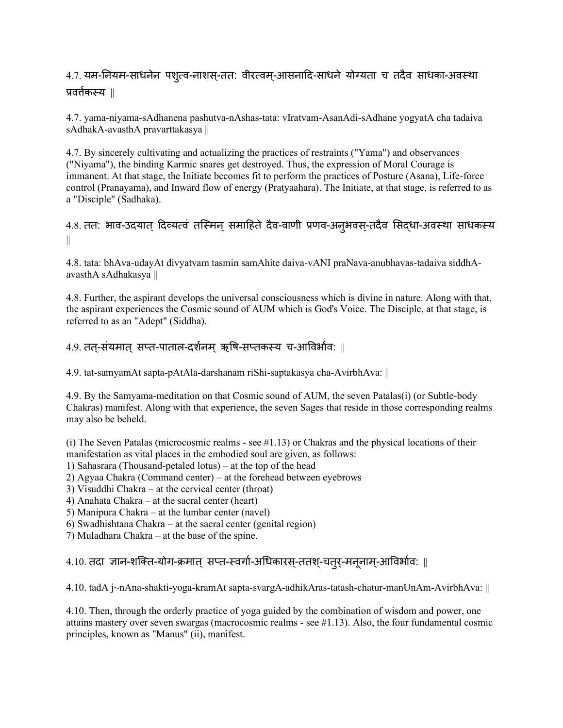4.7. यम-नियम-साधनेन पशुत्व-नाशस्-ततः वीरत्वम्-आसनादि-साधने योग्यता च तदैव साधका-अवस्था प्रवर्त्तकस्य ||

4.7. yama-niyama-sAdhanena pashutva-nAshas-tata: vIratvam-AsanAdi-sAdhane yogyatA cha tadaiva sAdhakA-avasthA pravarttakasya ||

4.7. By sincerely cultivating and actualizing the practices of restraints ("Yama") and observances ("Niyama"), the binding Karmic snares get destroyed. Thus, the expression of Moral Courage is immanent. At that stage, the Initiate becomes fit to perform the practices of Posture (Asana), Life-force control (Pranayama), and Inward flow of energy (Pratyaahara). The Initiate, at that stage, is referred to as a "Disciple" (Sadhaka).

4.8. ततः भाव-उदयात् दिव्यत्वं तस्मिन् समाहिते दैव-वाणी प्रणव-अनुभवस्-तदैव सिद्धा-अवस्था साधकस्य ||

4.8. tata: bhAva-udayAt divyatvam tasmin samAhite daiva-vANI praNava-anubhavas-tadaiva siddhA-avasthA sAdhakasya ||

4.8. Further, the aspirant develops the universal consciousness which is divine in nature. Along with that, the aspirant experiences the Cosmic sound of AUM which is God's Voice. The Disciple, at that stage, is referred to as an "Adept" (Siddha).

4.9. तत्-संयमात् सप्त-पाताल-दर्शनम् ऋषि-सप्तकस्य च-आविर्भावः ||

4.9. tat-samyamAt sapta-pAtAla-darshanam riShi-saptakasya cha-AvirbhAva: ||

4.9. By the Samyama-meditation on that Cosmic sound of AUM, the seven Patalas(i) (or Subtle-body Chakras) manifest. Along with that experience, the seven Sages that reside in those corresponding realms may also be beheld.

(i) The Seven Patalas (microcosmic realms - see #1.13) or Chakras and the physical locations of their manifestation as vital places in the embodied soul are given, as follows:
1) Sahasrara (Thousand-petaled lotus) – at the top of the head
2) Agyaa Chakra (Command center) – at the forehead between eyebrows
3) Visuddhi Chakra – at the cervical center (throat)
4) Anahata Chakra – at the sacral center (heart)
5) Manipura Chakra – at the lumbar center (navel)
6) Swadhishtana Chakra – at the sacral center (genital region)
7) Muladhara Chakra – at the base of the spine.

4.10. तदा ज्ञान-शक्ति-योग-क्रमात् सप्त-स्वर्गा-अधिकारस्-ततश्-चतुर्-मनूनाम्-आविर्भावः ||

4.10. tadA j~nAna-shakti-yoga-kramAt sapta-svargA-adhikAras-tatash-chatur-manUnAm-AvirbhAva: ||

4.10. Then, through the orderly practice of yoga guided by the combination of wisdom and power, one attains mastery over seven swargas (macrocosmic realms - see #1.13). Also, the four fundamental cosmic principles, known as "Manus" (ii), manifest.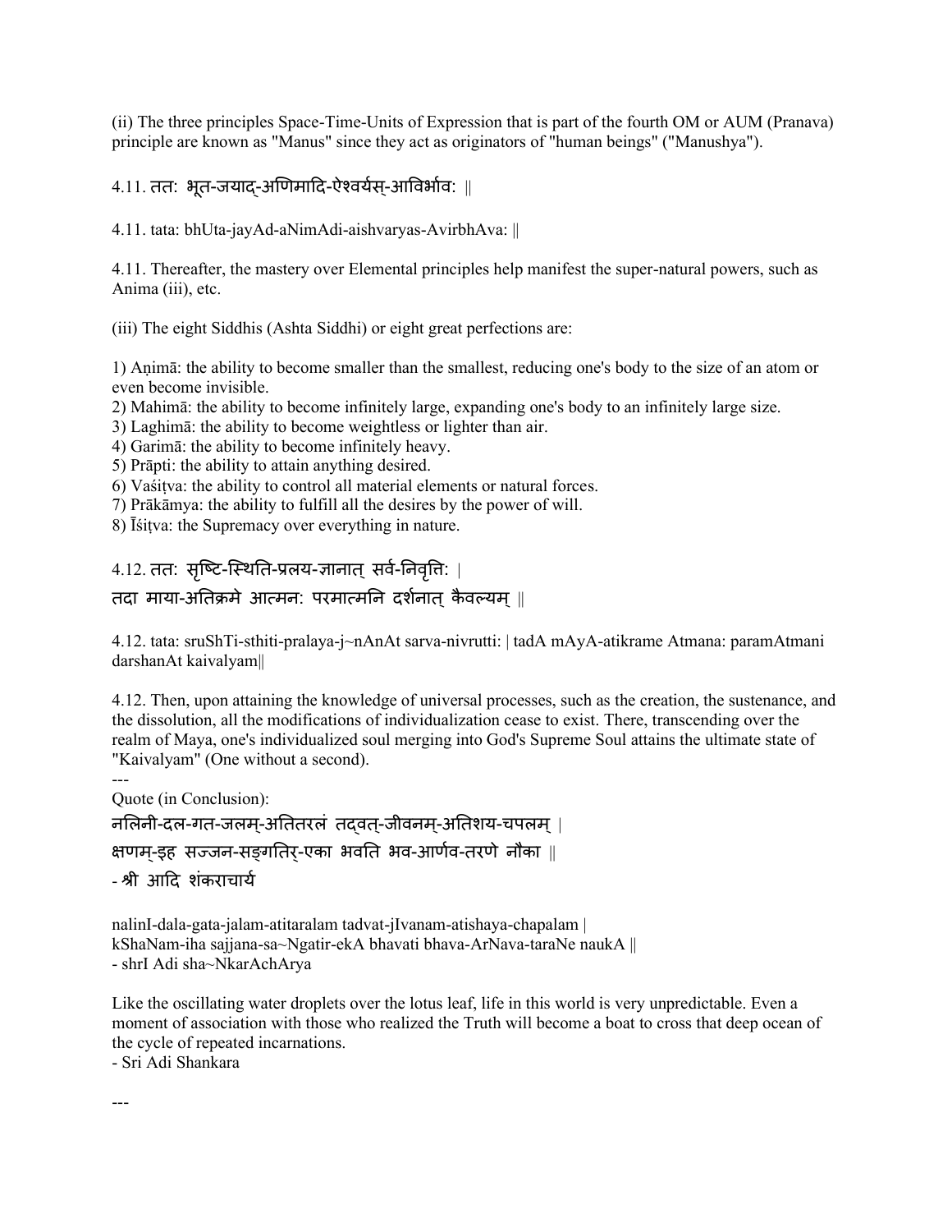(ii) The three principles Space-Time-Units of Expression that is part of the fourth OM or AUM (Pranava) principle are known as "Manus" since they act as originators of "human beings" ("Manushya").

4.11. ततः भूत-जयाद्-अणिमादि-ऐश्वर्यस्-आविर्भावः ||

4.11. tata: bhUta-jayAd-aNimAdi-aishvaryas-AvirbhAva: ||

4.11. Thereafter, the mastery over Elemental principles help manifest the super-natural powers, such as Anima (iii), etc.

(iii) The eight Siddhis (Ashta Siddhi) or eight great perfections are:

1) Aṇimā: the ability to become smaller than the smallest, reducing one's body to the size of an atom or even become invisible.
2) Mahimā: the ability to become infinitely large, expanding one's body to an infinitely large size.
3) Laghimā: the ability to become weightless or lighter than air.
4) Garimā: the ability to become infinitely heavy.
5) Prāpti: the ability to attain anything desired.
6) Vaśiṭva: the ability to control all material elements or natural forces.
7) Prākāmya: the ability to fulfill all the desires by the power of will.
8) Īśiṭva: the Supremacy over everything in nature.

4.12. ततः सृष्टि-स्थिति-प्रलय-ज्ञानात् सर्व-निवृत्तिः |
तदा माया-अतिक्रमे आत्मनः परमात्मनि दर्शनात् कैवल्यम् ||

4.12. tata: sruShTi-sthiti-pralaya-j~nAnAt sarva-nivrutti: | tadA mAyA-atikrame Atmana: paramAtmani darshanAt kaivalyam||

4.12. Then, upon attaining the knowledge of universal processes, such as the creation, the sustenance, and the dissolution, all the modifications of individualization cease to exist. There, transcending over the realm of Maya, one's individualized soul merging into God's Supreme Soul attains the ultimate state of "Kaivalyam" (One without a second).

---

Quote (in Conclusion):

नलिनी-दल-गत-जलम्-अतितरलं तद्वत्-जीवनम्-अतिशय-चपलम् |
क्षणम्-इह सज्जन-सङ्गतिर्-एका भवति भव-आर्णव-तरणे नौका ||
- श्री आदि शंकराचार्य

nalinI-dala-gata-jalam-atitaralam tadvat-jIvanam-atishaya-chapalam |
kShaNam-iha sajjana-sa~Ngatir-ekA bhavati bhava-ArNava-taraNe naukA ||
- shrI Adi sha~NkarAchArya

Like the oscillating water droplets over the lotus leaf, life in this world is very unpredictable. Even a moment of association with those who realized the Truth will become a boat to cross that deep ocean of the cycle of repeated incarnations.
- Sri Adi Shankara

---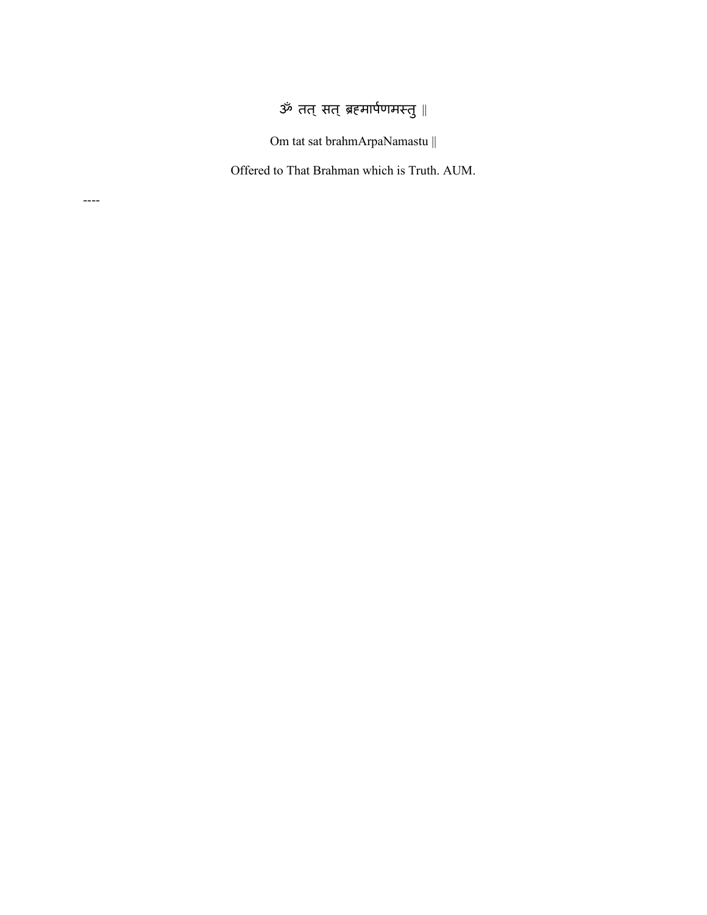ॐ तत् सत् ब्रह्मार्पणमस्तु ॥

Om tat sat brahmArpaNamastu ||

Offered to That Brahman which is Truth. AUM.

----